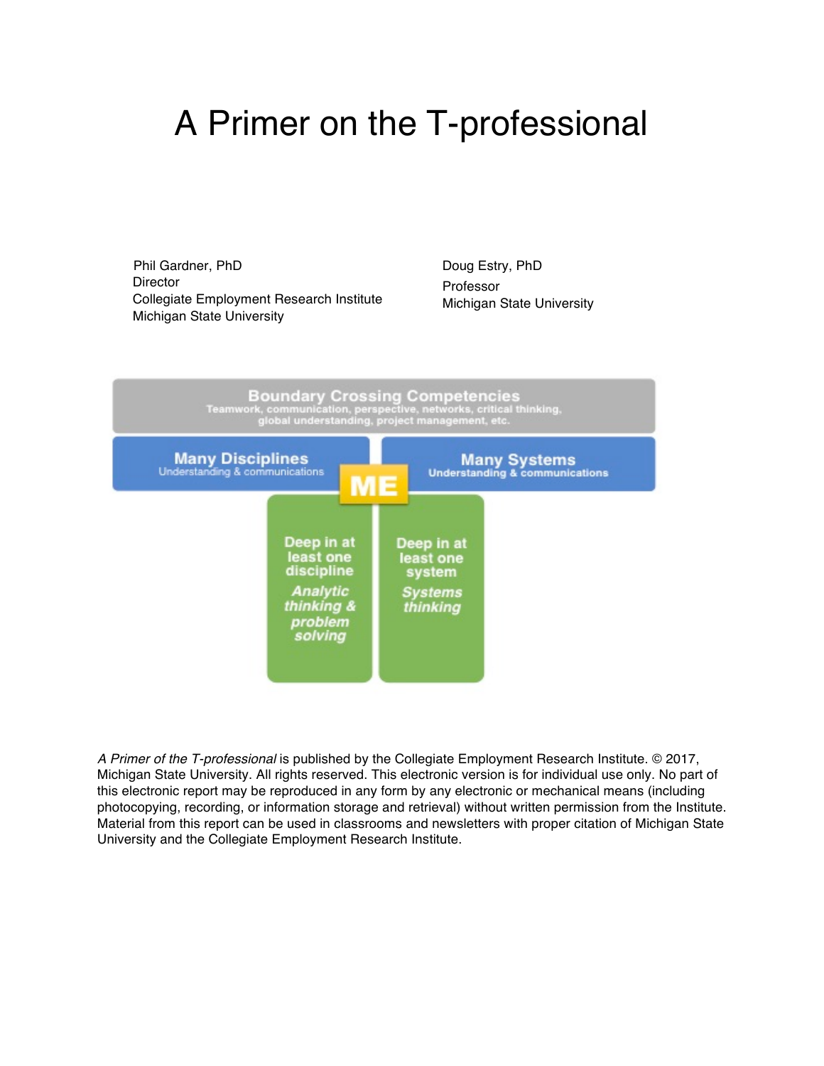# A Primer on the T-professional

Phil Gardner, PhD
Director
Collegiate Employment Research Institute
Michigan State University

Doug Estry, PhD
Professor
Michigan State University

**Boundary Crossing Competencies**
Teamwork, communication, perspective, networks, critical thinking, global understanding, project management, etc.

**Many Disciplines**
Understanding & communications

**ME**

**Many Systems**
Understanding & communications

**Deep in at least one discipline**
*Analytic thinking & problem solving*

**Deep in at least one system**
*Systems thinking*

*A Primer of the T-professional* is published by the Collegiate Employment Research Institute. © 2017, Michigan State University. All rights reserved. This electronic version is for individual use only. No part of this electronic report may be reproduced in any form by any electronic or mechanical means (including photocopying, recording, or information storage and retrieval) without written permission from the Institute. Material from this report can be used in classrooms and newsletters with proper citation of Michigan State University and the Collegiate Employment Research Institute.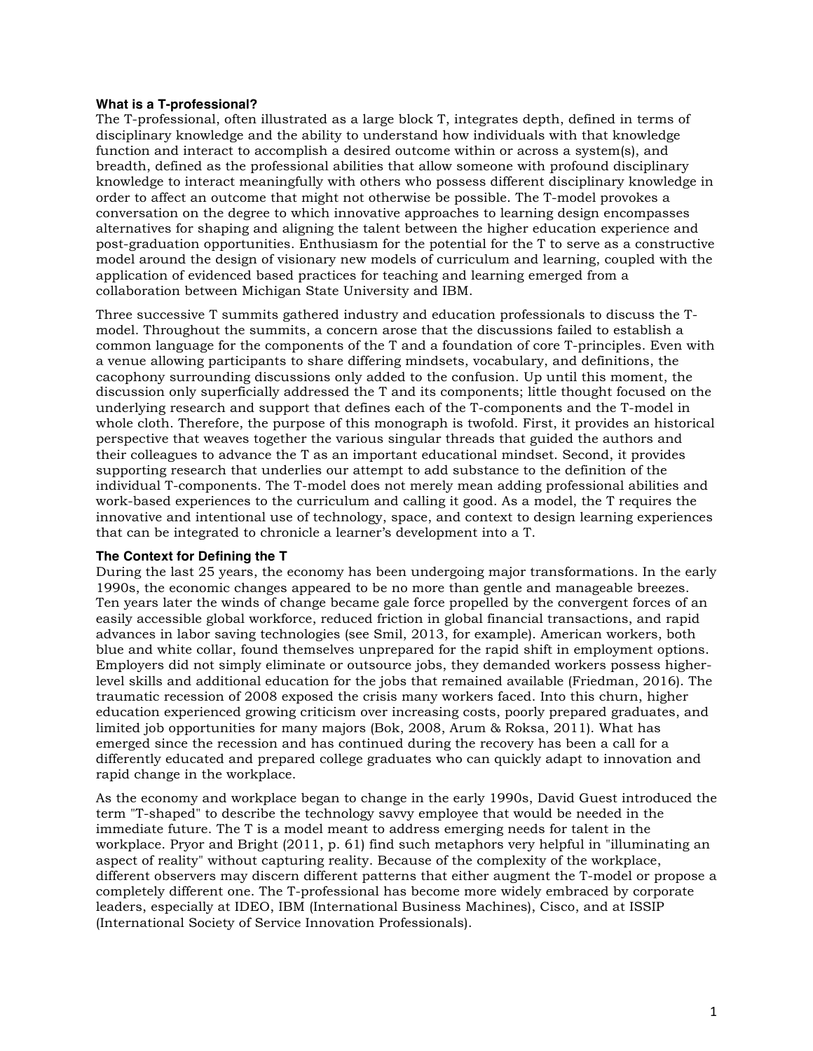### What is a T-professional?

The T-professional, often illustrated as a large block T, integrates depth, defined in terms of disciplinary knowledge and the ability to understand how individuals with that knowledge function and interact to accomplish a desired outcome within or across a system(s), and breadth, defined as the professional abilities that allow someone with profound disciplinary knowledge to interact meaningfully with others who possess different disciplinary knowledge in order to affect an outcome that might not otherwise be possible. The T-model provokes a conversation on the degree to which innovative approaches to learning design encompasses alternatives for shaping and aligning the talent between the higher education experience and post-graduation opportunities. Enthusiasm for the potential for the T to serve as a constructive model around the design of visionary new models of curriculum and learning, coupled with the application of evidenced based practices for teaching and learning emerged from a collaboration between Michigan State University and IBM.

Three successive T summits gathered industry and education professionals to discuss the T-model. Throughout the summits, a concern arose that the discussions failed to establish a common language for the components of the T and a foundation of core T-principles. Even with a venue allowing participants to share differing mindsets, vocabulary, and definitions, the cacophony surrounding discussions only added to the confusion. Up until this moment, the discussion only superficially addressed the T and its components; little thought focused on the underlying research and support that defines each of the T-components and the T-model in whole cloth. Therefore, the purpose of this monograph is twofold. First, it provides an historical perspective that weaves together the various singular threads that guided the authors and their colleagues to advance the T as an important educational mindset. Second, it provides supporting research that underlies our attempt to add substance to the definition of the individual T-components. The T-model does not merely mean adding professional abilities and work-based experiences to the curriculum and calling it good. As a model, the T requires the innovative and intentional use of technology, space, and context to design learning experiences that can be integrated to chronicle a learner's development into a T.

### The Context for Defining the T

During the last 25 years, the economy has been undergoing major transformations. In the early 1990s, the economic changes appeared to be no more than gentle and manageable breezes. Ten years later the winds of change became gale force propelled by the convergent forces of an easily accessible global workforce, reduced friction in global financial transactions, and rapid advances in labor saving technologies (see Smil, 2013, for example). American workers, both blue and white collar, found themselves unprepared for the rapid shift in employment options. Employers did not simply eliminate or outsource jobs, they demanded workers possess higher-level skills and additional education for the jobs that remained available (Friedman, 2016). The traumatic recession of 2008 exposed the crisis many workers faced. Into this churn, higher education experienced growing criticism over increasing costs, poorly prepared graduates, and limited job opportunities for many majors (Bok, 2008, Arum & Roksa, 2011). What has emerged since the recession and has continued during the recovery has been a call for a differently educated and prepared college graduates who can quickly adapt to innovation and rapid change in the workplace.

As the economy and workplace began to change in the early 1990s, David Guest introduced the term "T-shaped" to describe the technology savvy employee that would be needed in the immediate future. The T is a model meant to address emerging needs for talent in the workplace. Pryor and Bright (2011, p. 61) find such metaphors very helpful in "illuminating an aspect of reality" without capturing reality. Because of the complexity of the workplace, different observers may discern different patterns that either augment the T-model or propose a completely different one. The T-professional has become more widely embraced by corporate leaders, especially at IDEO, IBM (International Business Machines), Cisco, and at ISSIP (International Society of Service Innovation Professionals).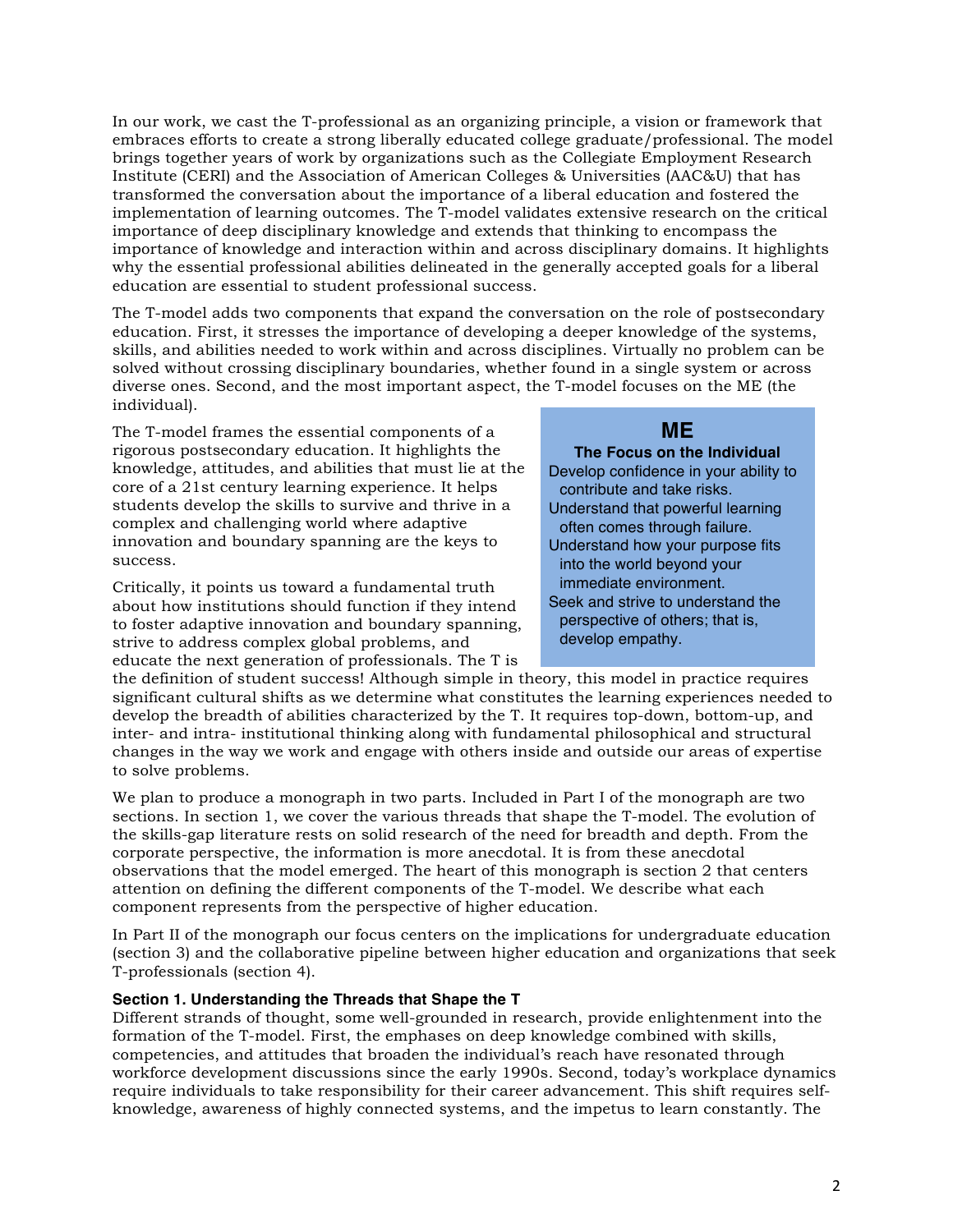In our work, we cast the T-professional as an organizing principle, a vision or framework that embraces efforts to create a strong liberally educated college graduate/professional. The model brings together years of work by organizations such as the Collegiate Employment Research Institute (CERI) and the Association of American Colleges & Universities (AAC&U) that has transformed the conversation about the importance of a liberal education and fostered the implementation of learning outcomes. The T-model validates extensive research on the critical importance of deep disciplinary knowledge and extends that thinking to encompass the importance of knowledge and interaction within and across disciplinary domains. It highlights why the essential professional abilities delineated in the generally accepted goals for a liberal education are essential to student professional success.

The T-model adds two components that expand the conversation on the role of postsecondary education. First, it stresses the importance of developing a deeper knowledge of the systems, skills, and abilities needed to work within and across disciplines. Virtually no problem can be solved without crossing disciplinary boundaries, whether found in a single system or across diverse ones. Second, and the most important aspect, the T-model focuses on the ME (the individual).

The T-model frames the essential components of a rigorous postsecondary education. It highlights the knowledge, attitudes, and abilities that must lie at the core of a 21st century learning experience. It helps students develop the skills to survive and thrive in a complex and challenging world where adaptive innovation and boundary spanning are the keys to success.

Critically, it points us toward a fundamental truth about how institutions should function if they intend to foster adaptive innovation and boundary spanning, strive to address complex global problems, and educate the next generation of professionals. The T is the definition of student success! Although simple in theory, this model in practice requires significant cultural shifts as we determine what constitutes the learning experiences needed to develop the breadth of abilities characterized by the T. It requires top-down, bottom-up, and inter- and intra- institutional thinking along with fundamental philosophical and structural changes in the way we work and engage with others inside and outside our areas of expertise to solve problems.

> **ME**
>
> **The Focus on the Individual**
>
> Develop confidence in your ability to contribute and take risks.
>
> Understand that powerful learning often comes through failure.
>
> Understand how your purpose fits into the world beyond your immediate environment.
>
> Seek and strive to understand the perspective of others; that is, develop empathy.

We plan to produce a monograph in two parts. Included in Part I of the monograph are two sections. In section 1, we cover the various threads that shape the T-model. The evolution of the skills-gap literature rests on solid research of the need for breadth and depth. From the corporate perspective, the information is more anecdotal. It is from these anecdotal observations that the model emerged. The heart of this monograph is section 2 that centers attention on defining the different components of the T-model. We describe what each component represents from the perspective of higher education.

In Part II of the monograph our focus centers on the implications for undergraduate education (section 3) and the collaborative pipeline between higher education and organizations that seek T-professionals (section 4).

### Section 1. Understanding the Threads that Shape the T

Different strands of thought, some well-grounded in research, provide enlightenment into the formation of the T-model. First, the emphases on deep knowledge combined with skills, competencies, and attitudes that broaden the individual's reach have resonated through workforce development discussions since the early 1990s. Second, today's workplace dynamics require individuals to take responsibility for their career advancement. This shift requires self-knowledge, awareness of highly connected systems, and the impetus to learn constantly. The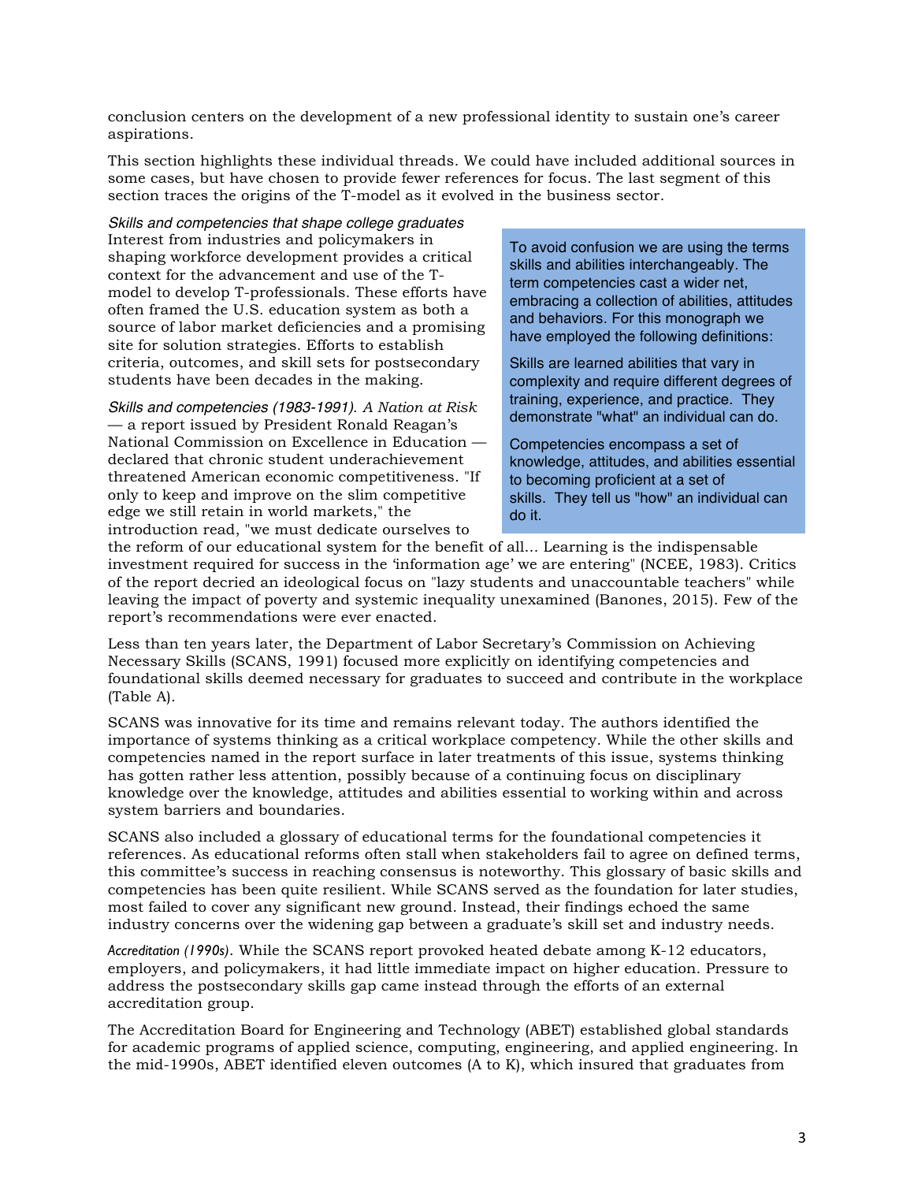conclusion centers on the development of a new professional identity to sustain one's career aspirations.

This section highlights these individual threads. We could have included additional sources in some cases, but have chosen to provide fewer references for focus. The last segment of this section traces the origins of the T-model as it evolved in the business sector.

*Skills and competencies that shape college graduates*

Interest from industries and policymakers in shaping workforce development provides a critical context for the advancement and use of the T-model to develop T-professionals. These efforts have often framed the U.S. education system as both a source of labor market deficiencies and a promising site for solution strategies. Efforts to establish criteria, outcomes, and skill sets for postsecondary students have been decades in the making.

> To avoid confusion we are using the terms skills and abilities interchangeably. The term competencies cast a wider net, embracing a collection of abilities, attitudes and behaviors. For this monograph we have employed the following definitions:
>
> Skills are learned abilities that vary in complexity and require different degrees of training, experience, and practice. They demonstrate "what" an individual can do.
>
> Competencies encompass a set of knowledge, attitudes, and abilities essential to becoming proficient at a set of skills. They tell us "how" an individual can do it.

*Skills and competencies (1983-1991). A Nation at Risk* — a report issued by President Ronald Reagan's National Commission on Excellence in Education — declared that chronic student underachievement threatened American economic competitiveness. "If only to keep and improve on the slim competitive edge we still retain in world markets," the introduction read, "we must dedicate ourselves to the reform of our educational system for the benefit of all... Learning is the indispensable investment required for success in the 'information age' we are entering" (NCEE, 1983). Critics of the report decried an ideological focus on "lazy students and unaccountable teachers" while leaving the impact of poverty and systemic inequality unexamined (Banones, 2015). Few of the report's recommendations were ever enacted.

Less than ten years later, the Department of Labor Secretary's Commission on Achieving Necessary Skills (SCANS, 1991) focused more explicitly on identifying competencies and foundational skills deemed necessary for graduates to succeed and contribute in the workplace (Table A).

SCANS was innovative for its time and remains relevant today. The authors identified the importance of systems thinking as a critical workplace competency. While the other skills and competencies named in the report surface in later treatments of this issue, systems thinking has gotten rather less attention, possibly because of a continuing focus on disciplinary knowledge over the knowledge, attitudes and abilities essential to working within and across system barriers and boundaries.

SCANS also included a glossary of educational terms for the foundational competencies it references. As educational reforms often stall when stakeholders fail to agree on defined terms, this committee's success in reaching consensus is noteworthy. This glossary of basic skills and competencies has been quite resilient. While SCANS served as the foundation for later studies, most failed to cover any significant new ground. Instead, their findings echoed the same industry concerns over the widening gap between a graduate's skill set and industry needs.

*Accreditation (1990s).* While the SCANS report provoked heated debate among K-12 educators, employers, and policymakers, it had little immediate impact on higher education. Pressure to address the postsecondary skills gap came instead through the efforts of an external accreditation group.

The Accreditation Board for Engineering and Technology (ABET) established global standards for academic programs of applied science, computing, engineering, and applied engineering. In the mid-1990s, ABET identified eleven outcomes (A to K), which insured that graduates from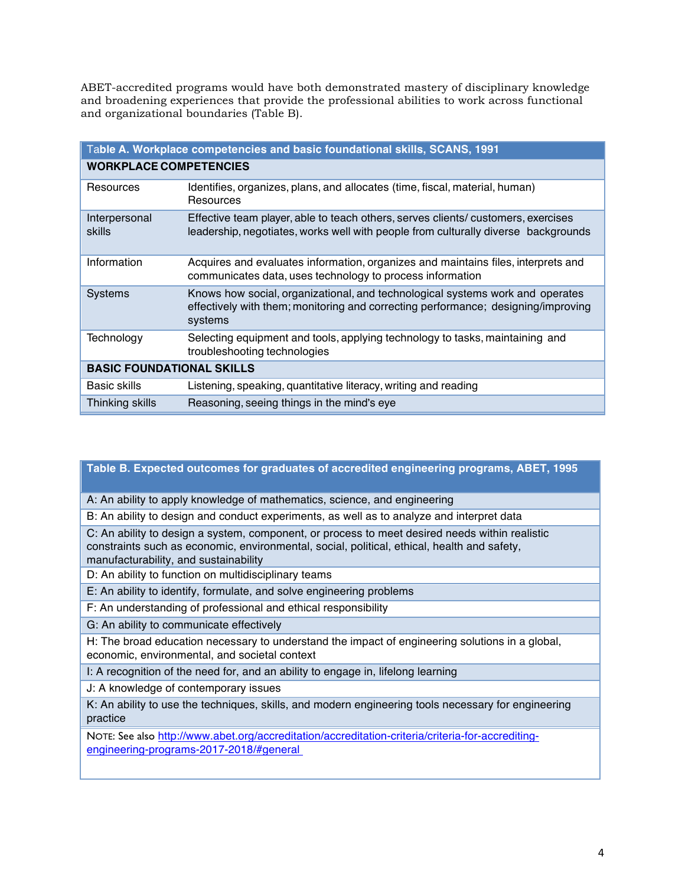ABET-accredited programs would have both demonstrated mastery of disciplinary knowledge and broadening experiences that provide the professional abilities to work across functional and organizational boundaries (Table B).

| Table A. Workplace competencies and basic foundational skills, SCANS, 1991 | |
|---|---|
| **WORKPLACE COMPETENCIES** | |
| Resources | Identifies, organizes, plans, and allocates (time, fiscal, material, human) Resources |
| Interpersonal skills | Effective team player, able to teach others, serves clients/ customers, exercises leadership, negotiates, works well with people from culturally diverse backgrounds |
| Information | Acquires and evaluates information, organizes and maintains files, interprets and communicates data, uses technology to process information |
| Systems | Knows how social, organizational, and technological systems work and operates effectively with them; monitoring and correcting performance; designing/improving systems |
| Technology | Selecting equipment and tools, applying technology to tasks, maintaining and troubleshooting technologies |
| **BASIC FOUNDATIONAL SKILLS** | |
| Basic skills | Listening, speaking, quantitative literacy, writing and reading |
| Thinking skills | Reasoning, seeing things in the mind's eye |

| Table B. Expected outcomes for graduates of accredited engineering programs, ABET, 1995 |
|---|
| A: An ability to apply knowledge of mathematics, science, and engineering |
| B: An ability to design and conduct experiments, as well as to analyze and interpret data |
| C: An ability to design a system, component, or process to meet desired needs within realistic constraints such as economic, environmental, social, political, ethical, health and safety, manufacturability, and sustainability |
| D: An ability to function on multidisciplinary teams |
| E: An ability to identify, formulate, and solve engineering problems |
| F: An understanding of professional and ethical responsibility |
| G: An ability to communicate effectively |
| H: The broad education necessary to understand the impact of engineering solutions in a global, economic, environmental, and societal context |
| I: A recognition of the need for, and an ability to engage in, lifelong learning |
| J: A knowledge of contemporary issues |
| K: An ability to use the techniques, skills, and modern engineering tools necessary for engineering practice |
| NOTE: See also http://www.abet.org/accreditation/accreditation-criteria/criteria-for-accrediting-engineering-programs-2017-2018/#general |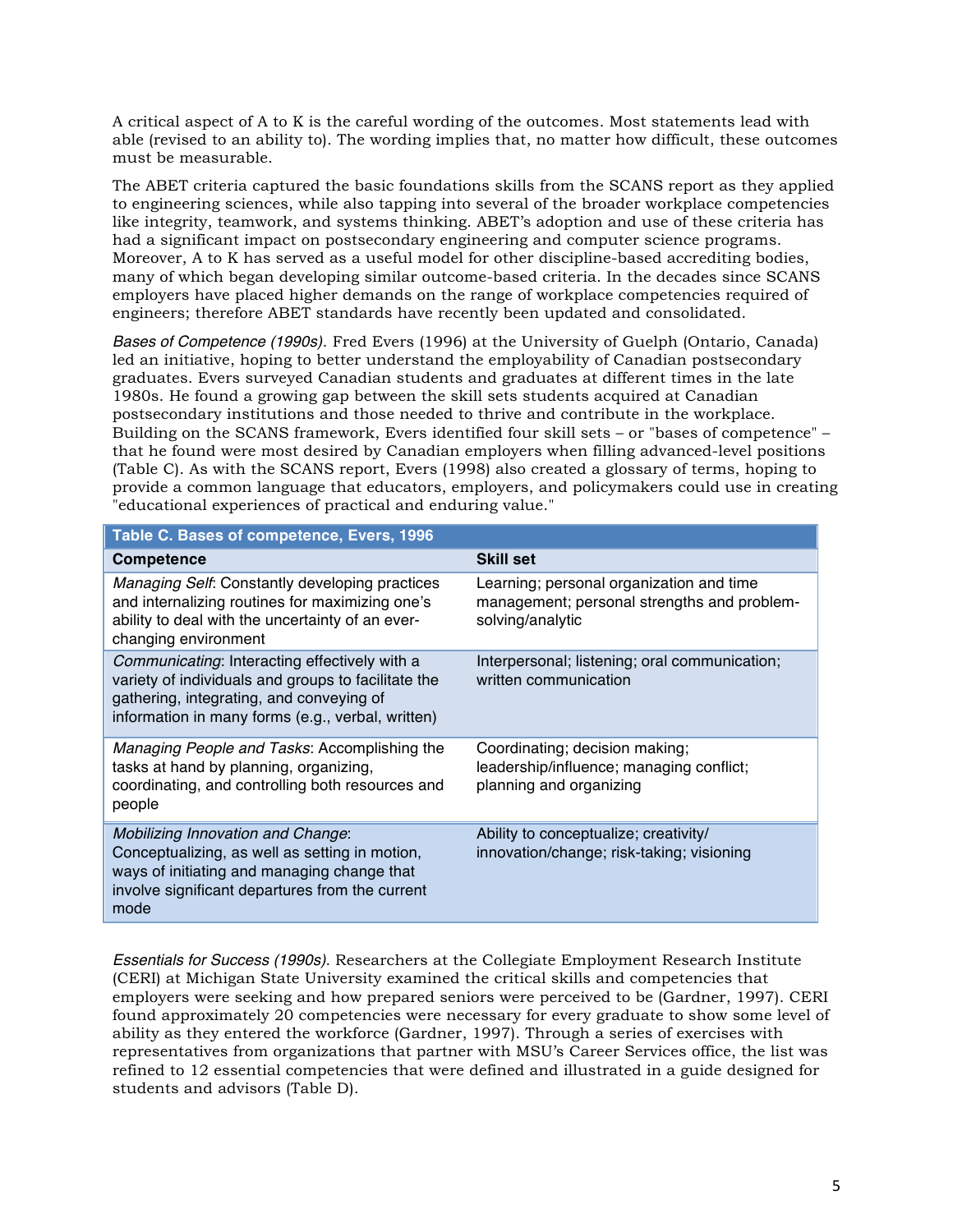A critical aspect of A to K is the careful wording of the outcomes. Most statements lead with able (revised to an ability to). The wording implies that, no matter how difficult, these outcomes must be measurable.

The ABET criteria captured the basic foundations skills from the SCANS report as they applied to engineering sciences, while also tapping into several of the broader workplace competencies like integrity, teamwork, and systems thinking. ABET's adoption and use of these criteria has had a significant impact on postsecondary engineering and computer science programs. Moreover, A to K has served as a useful model for other discipline-based accrediting bodies, many of which began developing similar outcome-based criteria. In the decades since SCANS employers have placed higher demands on the range of workplace competencies required of engineers; therefore ABET standards have recently been updated and consolidated.

*Bases of Competence (1990s)*. Fred Evers (1996) at the University of Guelph (Ontario, Canada) led an initiative, hoping to better understand the employability of Canadian postsecondary graduates. Evers surveyed Canadian students and graduates at different times in the late 1980s. He found a growing gap between the skill sets students acquired at Canadian postsecondary institutions and those needed to thrive and contribute in the workplace. Building on the SCANS framework, Evers identified four skill sets – or "bases of competence" – that he found were most desired by Canadian employers when filling advanced-level positions (Table C). As with the SCANS report, Evers (1998) also created a glossary of terms, hoping to provide a common language that educators, employers, and policymakers could use in creating "educational experiences of practical and enduring value."

**Table C. Bases of competence, Evers, 1996**

| Competence | Skill set |
|---|---|
| *Managing Self*: Constantly developing practices and internalizing routines for maximizing one's ability to deal with the uncertainty of an ever-changing environment | Learning; personal organization and time management; personal strengths and problem-solving/analytic |
| *Communicating*: Interacting effectively with a variety of individuals and groups to facilitate the gathering, integrating, and conveying of information in many forms (e.g., verbal, written) | Interpersonal; listening; oral communication; written communication |
| *Managing People and Tasks*: Accomplishing the tasks at hand by planning, organizing, coordinating, and controlling both resources and people | Coordinating; decision making; leadership/influence; managing conflict; planning and organizing |
| *Mobilizing Innovation and Change*: Conceptualizing, as well as setting in motion, ways of initiating and managing change that involve significant departures from the current mode | Ability to conceptualize; creativity/ innovation/change; risk-taking; visioning |

*Essentials for Success (1990s)*. Researchers at the Collegiate Employment Research Institute (CERI) at Michigan State University examined the critical skills and competencies that employers were seeking and how prepared seniors were perceived to be (Gardner, 1997). CERI found approximately 20 competencies were necessary for every graduate to show some level of ability as they entered the workforce (Gardner, 1997). Through a series of exercises with representatives from organizations that partner with MSU's Career Services office, the list was refined to 12 essential competencies that were defined and illustrated in a guide designed for students and advisors (Table D).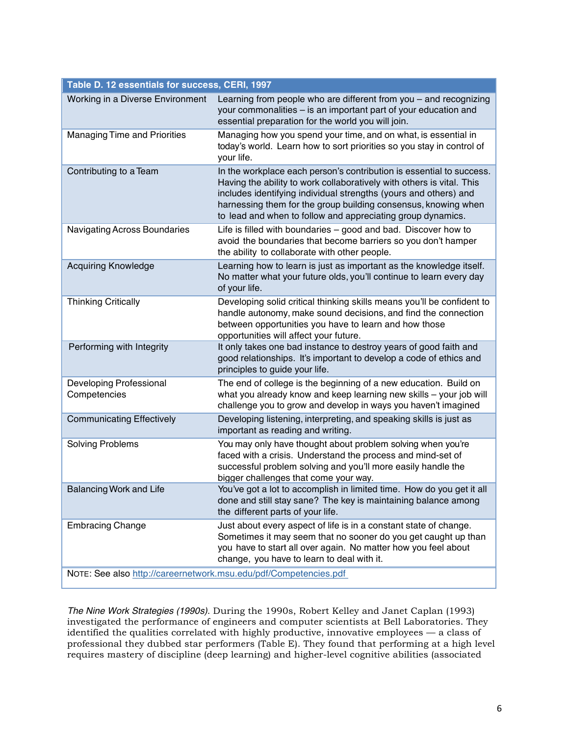| Table D. 12 essentials for success, CERI, 1997 | |
|---|---|
| Working in a Diverse Environment | Learning from people who are different from you – and recognizing your commonalities – is an important part of your education and essential preparation for the world you will join. |
| Managing Time and Priorities | Managing how you spend your time, and on what, is essential in today's world. Learn how to sort priorities so you stay in control of your life. |
| Contributing to a Team | In the workplace each person's contribution is essential to success. Having the ability to work collaboratively with others is vital. This includes identifying individual strengths (yours and others) and harnessing them for the group building consensus, knowing when to lead and when to follow and appreciating group dynamics. |
| Navigating Across Boundaries | Life is filled with boundaries – good and bad. Discover how to avoid the boundaries that become barriers so you don't hamper the ability to collaborate with other people. |
| Acquiring Knowledge | Learning how to learn is just as important as the knowledge itself. No matter what your future olds, you'll continue to learn every day of your life. |
| Thinking Critically | Developing solid critical thinking skills means you'll be confident to handle autonomy, make sound decisions, and find the connection between opportunities you have to learn and how those opportunities will affect your future. |
| Performing with Integrity | It only takes one bad instance to destroy years of good faith and good relationships. It's important to develop a code of ethics and principles to guide your life. |
| Developing Professional Competencies | The end of college is the beginning of a new education. Build on what you already know and keep learning new skills – your job will challenge you to grow and develop in ways you haven't imagined |
| Communicating Effectively | Developing listening, interpreting, and speaking skills is just as important as reading and writing. |
| Solving Problems | You may only have thought about problem solving when you're faced with a crisis. Understand the process and mind-set of successful problem solving and you'll more easily handle the bigger challenges that come your way. |
| Balancing Work and Life | You've got a lot to accomplish in limited time. How do you get it all done and still stay sane? The key is maintaining balance among the different parts of your life. |
| Embracing Change | Just about every aspect of life is in a constant state of change. Sometimes it may seem that no sooner do you get caught up than you have to start all over again. No matter how you feel about change, you have to learn to deal with it. |
| NOTE: See also http://careernetwork.msu.edu/pdf/Competencies.pdf | |

*The Nine Work Strategies (1990s).* During the 1990s, Robert Kelley and Janet Caplan (1993) investigated the performance of engineers and computer scientists at Bell Laboratories. They identified the qualities correlated with highly productive, innovative employees — a class of professional they dubbed star performers (Table E). They found that performing at a high level requires mastery of discipline (deep learning) and higher-level cognitive abilities (associated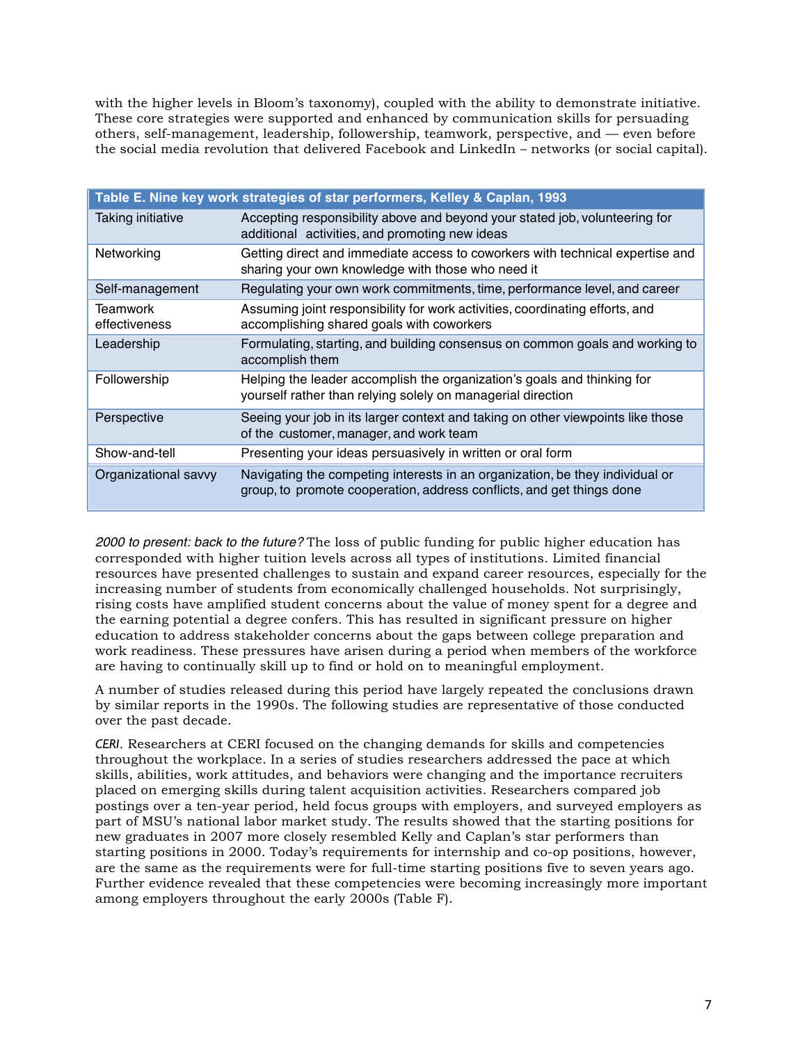with the higher levels in Bloom's taxonomy), coupled with the ability to demonstrate initiative. These core strategies were supported and enhanced by communication skills for persuading others, self-management, leadership, followership, teamwork, perspective, and — even before the social media revolution that delivered Facebook and LinkedIn – networks (or social capital).

| Table E. Nine key work strategies of star performers, Kelley & Caplan, 1993 | |
|---|---|
| Taking initiative | Accepting responsibility above and beyond your stated job, volunteering for additional activities, and promoting new ideas |
| Networking | Getting direct and immediate access to coworkers with technical expertise and sharing your own knowledge with those who need it |
| Self-management | Regulating your own work commitments, time, performance level, and career |
| Teamwork effectiveness | Assuming joint responsibility for work activities, coordinating efforts, and accomplishing shared goals with coworkers |
| Leadership | Formulating, starting, and building consensus on common goals and working to accomplish them |
| Followership | Helping the leader accomplish the organization's goals and thinking for yourself rather than relying solely on managerial direction |
| Perspective | Seeing your job in its larger context and taking on other viewpoints like those of the customer, manager, and work team |
| Show-and-tell | Presenting your ideas persuasively in written or oral form |
| Organizational savvy | Navigating the competing interests in an organization, be they individual or group, to promote cooperation, address conflicts, and get things done |

*2000 to present: back to the future?* The loss of public funding for public higher education has corresponded with higher tuition levels across all types of institutions. Limited financial resources have presented challenges to sustain and expand career resources, especially for the increasing number of students from economically challenged households. Not surprisingly, rising costs have amplified student concerns about the value of money spent for a degree and the earning potential a degree confers. This has resulted in significant pressure on higher education to address stakeholder concerns about the gaps between college preparation and work readiness. These pressures have arisen during a period when members of the workforce are having to continually skill up to find or hold on to meaningful employment.

A number of studies released during this period have largely repeated the conclusions drawn by similar reports in the 1990s. The following studies are representative of those conducted over the past decade.

*CERI*. Researchers at CERI focused on the changing demands for skills and competencies throughout the workplace. In a series of studies researchers addressed the pace at which skills, abilities, work attitudes, and behaviors were changing and the importance recruiters placed on emerging skills during talent acquisition activities. Researchers compared job postings over a ten-year period, held focus groups with employers, and surveyed employers as part of MSU's national labor market study. The results showed that the starting positions for new graduates in 2007 more closely resembled Kelly and Caplan's star performers than starting positions in 2000. Today's requirements for internship and co-op positions, however, are the same as the requirements were for full-time starting positions five to seven years ago. Further evidence revealed that these competencies were becoming increasingly more important among employers throughout the early 2000s (Table F).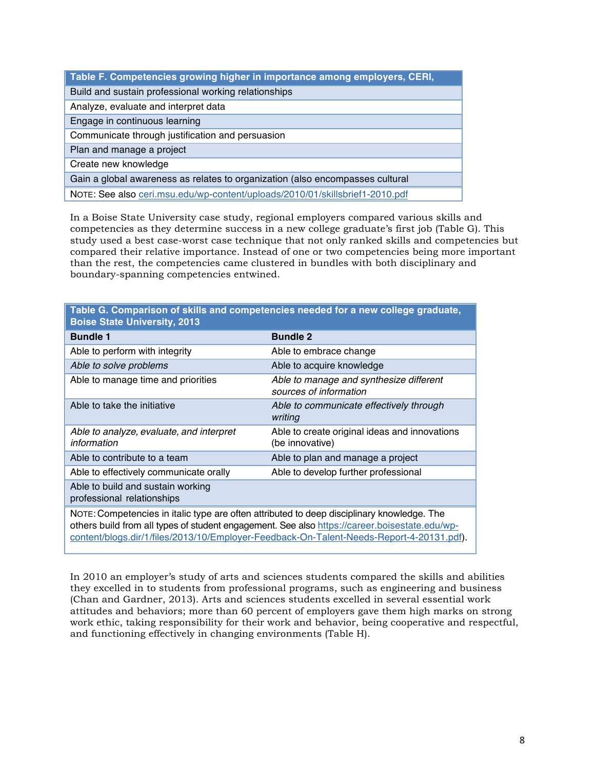| Table F. Competencies growing higher in importance among employers, CERI, |
|---|
| Build and sustain professional working relationships |
| Analyze, evaluate and interpret data |
| Engage in continuous learning |
| Communicate through justification and persuasion |
| Plan and manage a project |
| Create new knowledge |
| Gain a global awareness as relates to organization (also encompasses cultural |
| NOTE: See also ceri.msu.edu/wp-content/uploads/2010/01/skillsbrief1-2010.pdf |

In a Boise State University case study, regional employers compared various skills and competencies as they determine success in a new college graduate's first job (Table G). This study used a best case-worst case technique that not only ranked skills and competencies but compared their relative importance. Instead of one or two competencies being more important than the rest, the competencies came clustered in bundles with both disciplinary and boundary-spanning competencies entwined.

**Table G. Comparison of skills and competencies needed for a new college graduate, Boise State University, 2013**

| Bundle 1 | Bundle 2 |
|---|---|
| Able to perform with integrity | Able to embrace change |
| *Able to solve problems* | Able to acquire knowledge |
| Able to manage time and priorities | *Able to manage and synthesize different sources of information* |
| Able to take the initiative | *Able to communicate effectively through writing* |
| *Able to analyze, evaluate, and interpret information* | Able to create original ideas and innovations (be innovative) |
| Able to contribute to a team | Able to plan and manage a project |
| Able to effectively communicate orally | Able to develop further professional |
| Able to build and sustain working professional relationships | |

NOTE: Competencies in italic type are often attributed to deep disciplinary knowledge. The others build from all types of student engagement. See also https://career.boisestate.edu/wp-content/blogs.dir/1/files/2013/10/Employer-Feedback-On-Talent-Needs-Report-4-20131.pdf).

In 2010 an employer's study of arts and sciences students compared the skills and abilities they excelled in to students from professional programs, such as engineering and business (Chan and Gardner, 2013). Arts and sciences students excelled in several essential work attitudes and behaviors; more than 60 percent of employers gave them high marks on strong work ethic, taking responsibility for their work and behavior, being cooperative and respectful, and functioning effectively in changing environments (Table H).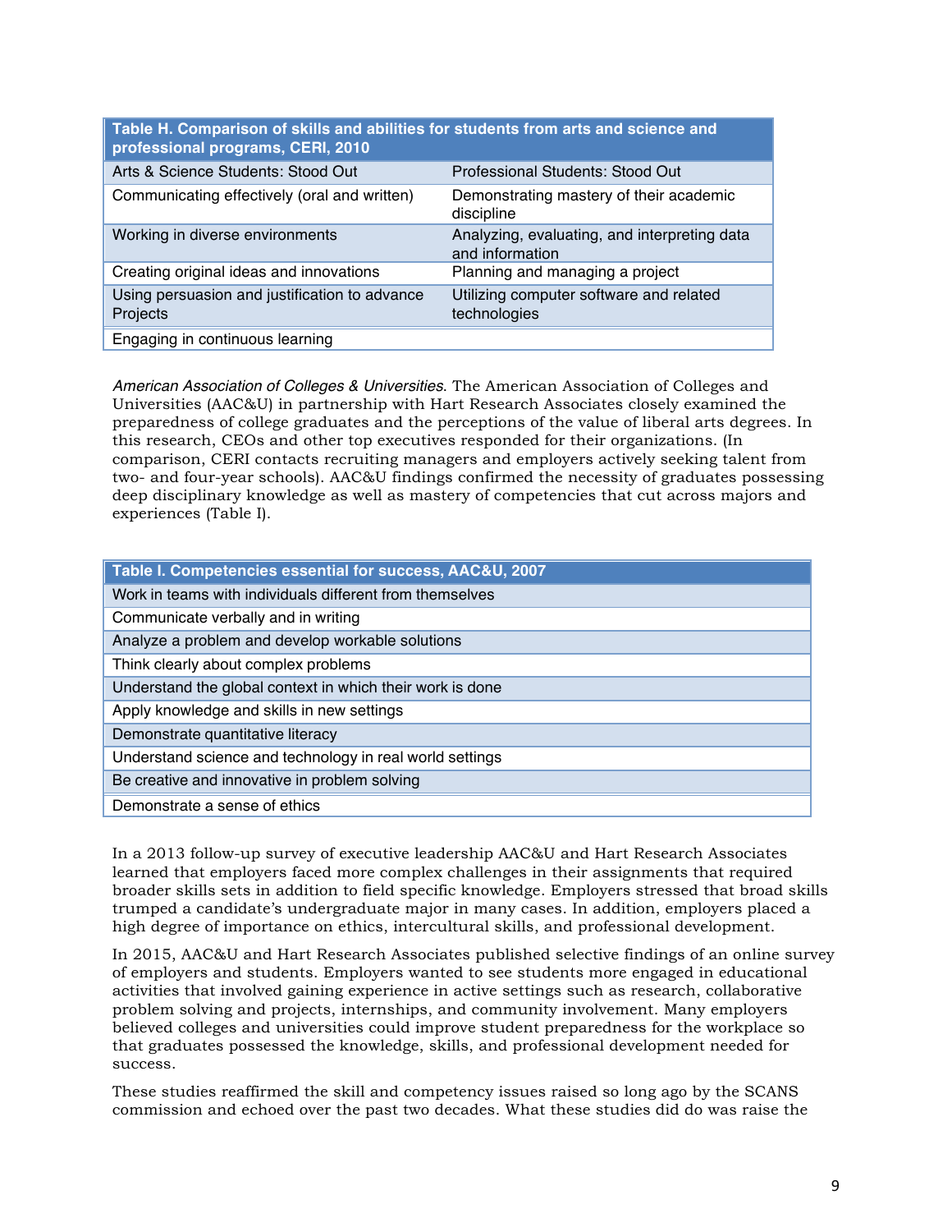| Table H. Comparison of skills and abilities for students from arts and science and professional programs, CERI, 2010 | |
|---|---|
| Arts & Science Students: Stood Out | Professional Students: Stood Out |
| Communicating effectively (oral and written) | Demonstrating mastery of their academic discipline |
| Working in diverse environments | Analyzing, evaluating, and interpreting data and information |
| Creating original ideas and innovations | Planning and managing a project |
| Using persuasion and justification to advance Projects | Utilizing computer software and related technologies |
| Engaging in continuous learning | |

*American Association of Colleges & Universities*. The American Association of Colleges and Universities (AAC&U) in partnership with Hart Research Associates closely examined the preparedness of college graduates and the perceptions of the value of liberal arts degrees. In this research, CEOs and other top executives responded for their organizations. (In comparison, CERI contacts recruiting managers and employers actively seeking talent from two- and four-year schools). AAC&U findings confirmed the necessity of graduates possessing deep disciplinary knowledge as well as mastery of competencies that cut across majors and experiences (Table I).

| Table I. Competencies essential for success, AAC&U, 2007 |
|---|
| Work in teams with individuals different from themselves |
| Communicate verbally and in writing |
| Analyze a problem and develop workable solutions |
| Think clearly about complex problems |
| Understand the global context in which their work is done |
| Apply knowledge and skills in new settings |
| Demonstrate quantitative literacy |
| Understand science and technology in real world settings |
| Be creative and innovative in problem solving |
| Demonstrate a sense of ethics |

In a 2013 follow-up survey of executive leadership AAC&U and Hart Research Associates learned that employers faced more complex challenges in their assignments that required broader skills sets in addition to field specific knowledge. Employers stressed that broad skills trumped a candidate's undergraduate major in many cases. In addition, employers placed a high degree of importance on ethics, intercultural skills, and professional development.

In 2015, AAC&U and Hart Research Associates published selective findings of an online survey of employers and students. Employers wanted to see students more engaged in educational activities that involved gaining experience in active settings such as research, collaborative problem solving and projects, internships, and community involvement. Many employers believed colleges and universities could improve student preparedness for the workplace so that graduates possessed the knowledge, skills, and professional development needed for success.

These studies reaffirmed the skill and competency issues raised so long ago by the SCANS commission and echoed over the past two decades. What these studies did do was raise the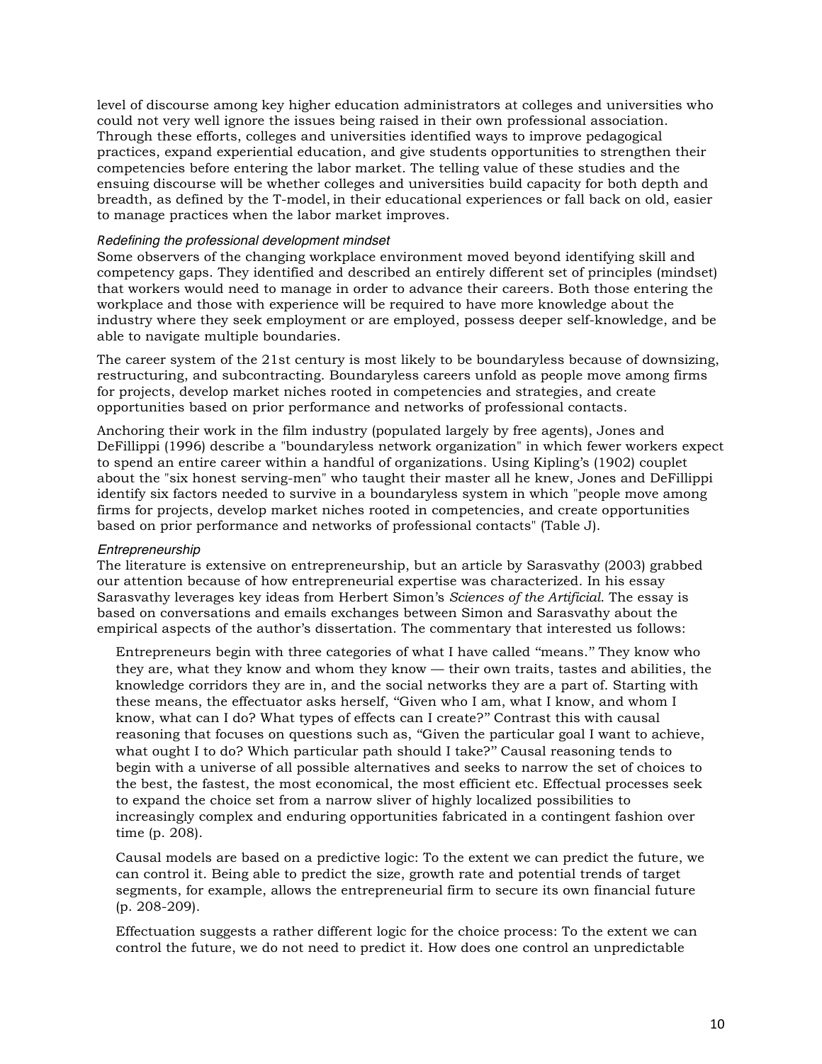level of discourse among key higher education administrators at colleges and universities who could not very well ignore the issues being raised in their own professional association. Through these efforts, colleges and universities identified ways to improve pedagogical practices, expand experiential education, and give students opportunities to strengthen their competencies before entering the labor market. The telling value of these studies and the ensuing discourse will be whether colleges and universities build capacity for both depth and breadth, as defined by the T-model, in their educational experiences or fall back on old, easier to manage practices when the labor market improves.

*Redefining the professional development mindset*

Some observers of the changing workplace environment moved beyond identifying skill and competency gaps. They identified and described an entirely different set of principles (mindset) that workers would need to manage in order to advance their careers. Both those entering the workplace and those with experience will be required to have more knowledge about the industry where they seek employment or are employed, possess deeper self-knowledge, and be able to navigate multiple boundaries.

The career system of the 21st century is most likely to be boundaryless because of downsizing, restructuring, and subcontracting. Boundaryless careers unfold as people move among firms for projects, develop market niches rooted in competencies and strategies, and create opportunities based on prior performance and networks of professional contacts.

Anchoring their work in the film industry (populated largely by free agents), Jones and DeFillippi (1996) describe a "boundaryless network organization" in which fewer workers expect to spend an entire career within a handful of organizations. Using Kipling's (1902) couplet about the "six honest serving-men" who taught their master all he knew, Jones and DeFillippi identify six factors needed to survive in a boundaryless system in which "people move among firms for projects, develop market niches rooted in competencies, and create opportunities based on prior performance and networks of professional contacts" (Table J).

*Entrepreneurship*

The literature is extensive on entrepreneurship, but an article by Sarasvathy (2003) grabbed our attention because of how entrepreneurial expertise was characterized. In his essay Sarasvathy leverages key ideas from Herbert Simon's *Sciences of the Artificial*. The essay is based on conversations and emails exchanges between Simon and Sarasvathy about the empirical aspects of the author's dissertation. The commentary that interested us follows:

> Entrepreneurs begin with three categories of what I have called "means." They know who they are, what they know and whom they know — their own traits, tastes and abilities, the knowledge corridors they are in, and the social networks they are a part of. Starting with these means, the effectuator asks herself, "Given who I am, what I know, and whom I know, what can I do? What types of effects can I create?" Contrast this with causal reasoning that focuses on questions such as, "Given the particular goal I want to achieve, what ought I to do? Which particular path should I take?" Causal reasoning tends to begin with a universe of all possible alternatives and seeks to narrow the set of choices to the best, the fastest, the most economical, the most efficient etc. Effectual processes seek to expand the choice set from a narrow sliver of highly localized possibilities to increasingly complex and enduring opportunities fabricated in a contingent fashion over time (p. 208).
>
> Causal models are based on a predictive logic: To the extent we can predict the future, we can control it. Being able to predict the size, growth rate and potential trends of target segments, for example, allows the entrepreneurial firm to secure its own financial future (p. 208-209).
>
> Effectuation suggests a rather different logic for the choice process: To the extent we can control the future, we do not need to predict it. How does one control an unpredictable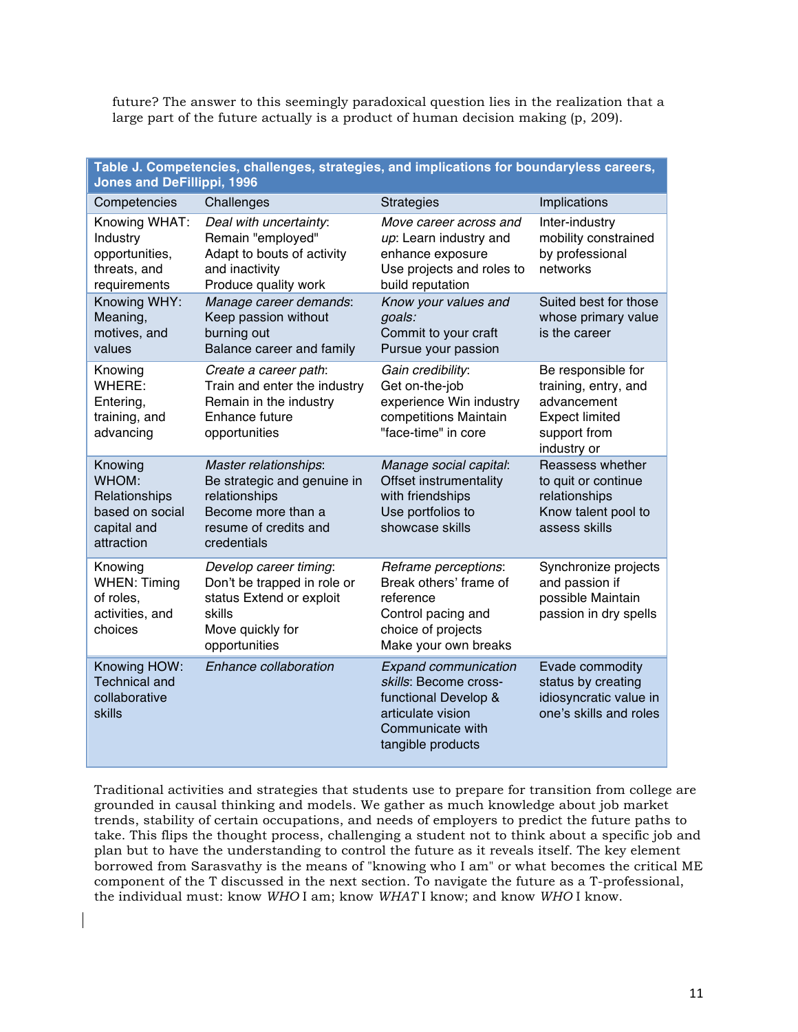future? The answer to this seemingly paradoxical question lies in the realization that a large part of the future actually is a product of human decision making (p, 209).

**Table J. Competencies, challenges, strategies, and implications for boundaryless careers, Jones and DeFillippi, 1996**

| Competencies | Challenges | Strategies | Implications |
|---|---|---|---|
| Knowing WHAT: Industry opportunities, threats, and requirements | *Deal with uncertainty*: Remain "employed" Adapt to bouts of activity and inactivity Produce quality work | *Move career across and up*: Learn industry and enhance exposure Use projects and roles to build reputation | Inter-industry mobility constrained by professional networks |
| Knowing WHY: Meaning, motives, and values | *Manage career demands*: Keep passion without burning out Balance career and family | *Know your values and goals:* Commit to your craft Pursue your passion | Suited best for those whose primary value is the career |
| Knowing WHERE: Entering, training, and advancing | *Create a career path*: Train and enter the industry Remain in the industry Enhance future opportunities | *Gain credibility*: Get on-the-job experience Win industry competitions Maintain "face-time" in core | Be responsible for training, entry, and advancement Expect limited support from industry or |
| Knowing WHOM: Relationships based on social capital and attraction | *Master relationships*: Be strategic and genuine in relationships Become more than a resume of credits and credentials | *Manage social capital*: Offset instrumentality with friendships Use portfolios to showcase skills | Reassess whether to quit or continue relationships Know talent pool to assess skills |
| Knowing WHEN: Timing of roles, activities, and choices | *Develop career timing*: Don't be trapped in role or status Extend or exploit skills Move quickly for opportunities | *Reframe perceptions*: Break others' frame of reference Control pacing and choice of projects Make your own breaks | Synchronize projects and passion if possible Maintain passion in dry spells |
| Knowing HOW: Technical and collaborative skills | *Enhance collaboration* | *Expand communication skills*: Become cross-functional Develop & articulate vision Communicate with tangible products | Evade commodity status by creating idiosyncratic value in one's skills and roles |

Traditional activities and strategies that students use to prepare for transition from college are grounded in causal thinking and models. We gather as much knowledge about job market trends, stability of certain occupations, and needs of employers to predict the future paths to take. This flips the thought process, challenging a student not to think about a specific job and plan but to have the understanding to control the future as it reveals itself. The key element borrowed from Sarasvathy is the means of "knowing who I am" or what becomes the critical ME component of the T discussed in the next section. To navigate the future as a T-professional, the individual must: know *WHO* I am; know *WHAT* I know; and know *WHO* I know.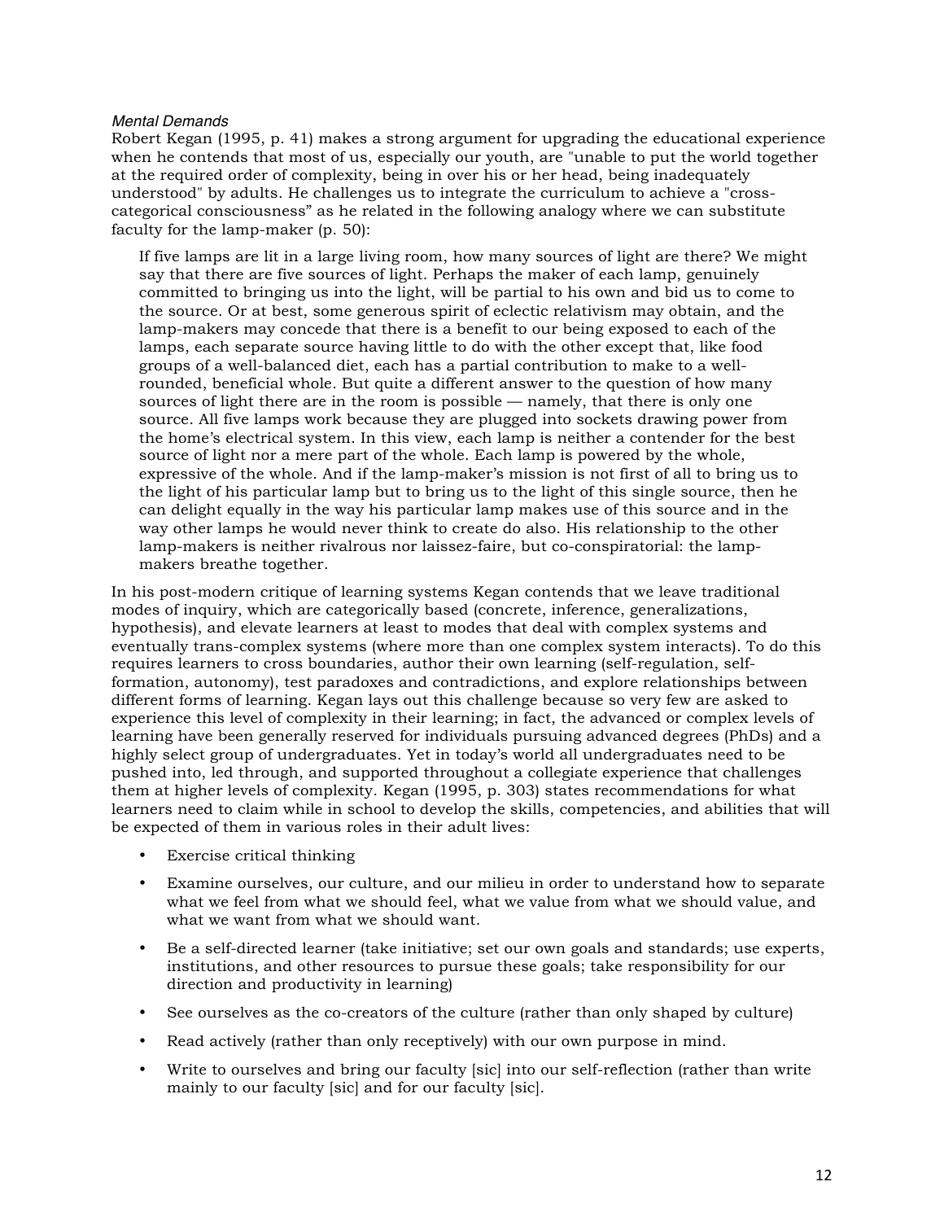*Mental Demands*

Robert Kegan (1995, p. 41) makes a strong argument for upgrading the educational experience when he contends that most of us, especially our youth, are "unable to put the world together at the required order of complexity, being in over his or her head, being inadequately understood" by adults. He challenges us to integrate the curriculum to achieve a "cross-categorical consciousness" as he related in the following analogy where we can substitute faculty for the lamp-maker (p. 50):

> If five lamps are lit in a large living room, how many sources of light are there? We might say that there are five sources of light. Perhaps the maker of each lamp, genuinely committed to bringing us into the light, will be partial to his own and bid us to come to the source. Or at best, some generous spirit of eclectic relativism may obtain, and the lamp-makers may concede that there is a benefit to our being exposed to each of the lamps, each separate source having little to do with the other except that, like food groups of a well-balanced diet, each has a partial contribution to make to a well-rounded, beneficial whole. But quite a different answer to the question of how many sources of light there are in the room is possible — namely, that there is only one source. All five lamps work because they are plugged into sockets drawing power from the home's electrical system. In this view, each lamp is neither a contender for the best source of light nor a mere part of the whole. Each lamp is powered by the whole, expressive of the whole. And if the lamp-maker's mission is not first of all to bring us to the light of his particular lamp but to bring us to the light of this single source, then he can delight equally in the way his particular lamp makes use of this source and in the way other lamps he would never think to create do also. His relationship to the other lamp-makers is neither rivalrous nor laissez-faire, but co-conspiratorial: the lamp-makers breathe together.

In his post-modern critique of learning systems Kegan contends that we leave traditional modes of inquiry, which are categorically based (concrete, inference, generalizations, hypothesis), and elevate learners at least to modes that deal with complex systems and eventually trans-complex systems (where more than one complex system interacts). To do this requires learners to cross boundaries, author their own learning (self-regulation, self-formation, autonomy), test paradoxes and contradictions, and explore relationships between different forms of learning. Kegan lays out this challenge because so very few are asked to experience this level of complexity in their learning; in fact, the advanced or complex levels of learning have been generally reserved for individuals pursuing advanced degrees (PhDs) and a highly select group of undergraduates. Yet in today's world all undergraduates need to be pushed into, led through, and supported throughout a collegiate experience that challenges them at higher levels of complexity. Kegan (1995, p. 303) states recommendations for what learners need to claim while in school to develop the skills, competencies, and abilities that will be expected of them in various roles in their adult lives:

- Exercise critical thinking
- Examine ourselves, our culture, and our milieu in order to understand how to separate what we feel from what we should feel, what we value from what we should value, and what we want from what we should want.
- Be a self-directed learner (take initiative; set our own goals and standards; use experts, institutions, and other resources to pursue these goals; take responsibility for our direction and productivity in learning)
- See ourselves as the co-creators of the culture (rather than only shaped by culture)
- Read actively (rather than only receptively) with our own purpose in mind.
- Write to ourselves and bring our faculty [sic] into our self-reflection (rather than write mainly to our faculty [sic] and for our faculty [sic].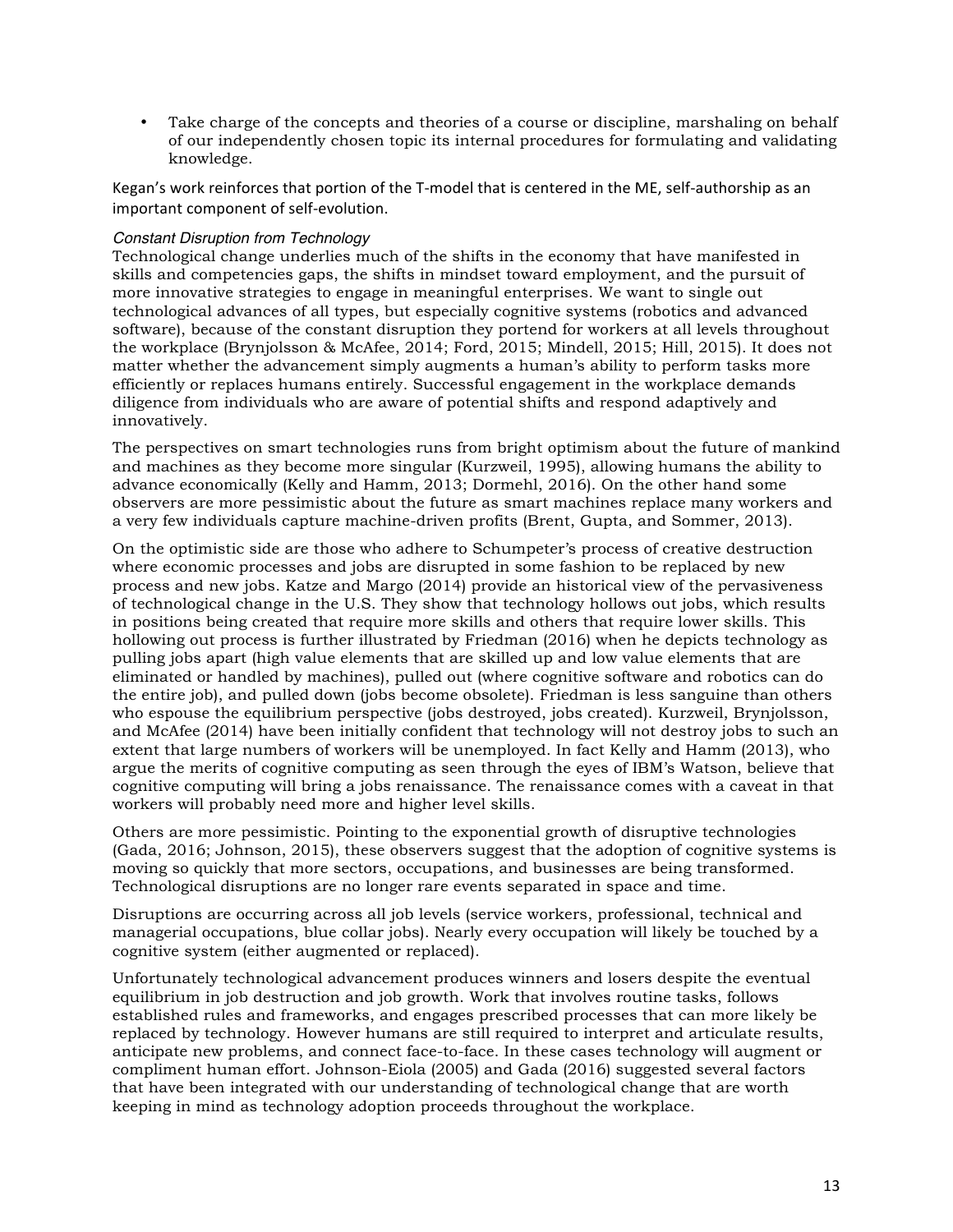- Take charge of the concepts and theories of a course or discipline, marshaling on behalf of our independently chosen topic its internal procedures for formulating and validating knowledge.

Kegan's work reinforces that portion of the T-model that is centered in the ME, self-authorship as an important component of self-evolution.

*Constant Disruption from Technology*

Technological change underlies much of the shifts in the economy that have manifested in skills and competencies gaps, the shifts in mindset toward employment, and the pursuit of more innovative strategies to engage in meaningful enterprises. We want to single out technological advances of all types, but especially cognitive systems (robotics and advanced software), because of the constant disruption they portend for workers at all levels throughout the workplace (Brynjolsson & McAfee, 2014; Ford, 2015; Mindell, 2015; Hill, 2015). It does not matter whether the advancement simply augments a human's ability to perform tasks more efficiently or replaces humans entirely. Successful engagement in the workplace demands diligence from individuals who are aware of potential shifts and respond adaptively and innovatively.

The perspectives on smart technologies runs from bright optimism about the future of mankind and machines as they become more singular (Kurzweil, 1995), allowing humans the ability to advance economically (Kelly and Hamm, 2013; Dormehl, 2016). On the other hand some observers are more pessimistic about the future as smart machines replace many workers and a very few individuals capture machine-driven profits (Brent, Gupta, and Sommer, 2013).

On the optimistic side are those who adhere to Schumpeter's process of creative destruction where economic processes and jobs are disrupted in some fashion to be replaced by new process and new jobs. Katze and Margo (2014) provide an historical view of the pervasiveness of technological change in the U.S. They show that technology hollows out jobs, which results in positions being created that require more skills and others that require lower skills. This hollowing out process is further illustrated by Friedman (2016) when he depicts technology as pulling jobs apart (high value elements that are skilled up and low value elements that are eliminated or handled by machines), pulled out (where cognitive software and robotics can do the entire job), and pulled down (jobs become obsolete). Friedman is less sanguine than others who espouse the equilibrium perspective (jobs destroyed, jobs created). Kurzweil, Brynjolsson, and McAfee (2014) have been initially confident that technology will not destroy jobs to such an extent that large numbers of workers will be unemployed. In fact Kelly and Hamm (2013), who argue the merits of cognitive computing as seen through the eyes of IBM's Watson, believe that cognitive computing will bring a jobs renaissance. The renaissance comes with a caveat in that workers will probably need more and higher level skills.

Others are more pessimistic. Pointing to the exponential growth of disruptive technologies (Gada, 2016; Johnson, 2015), these observers suggest that the adoption of cognitive systems is moving so quickly that more sectors, occupations, and businesses are being transformed. Technological disruptions are no longer rare events separated in space and time.

Disruptions are occurring across all job levels (service workers, professional, technical and managerial occupations, blue collar jobs). Nearly every occupation will likely be touched by a cognitive system (either augmented or replaced).

Unfortunately technological advancement produces winners and losers despite the eventual equilibrium in job destruction and job growth. Work that involves routine tasks, follows established rules and frameworks, and engages prescribed processes that can more likely be replaced by technology. However humans are still required to interpret and articulate results, anticipate new problems, and connect face-to-face. In these cases technology will augment or compliment human effort. Johnson-Eiola (2005) and Gada (2016) suggested several factors that have been integrated with our understanding of technological change that are worth keeping in mind as technology adoption proceeds throughout the workplace.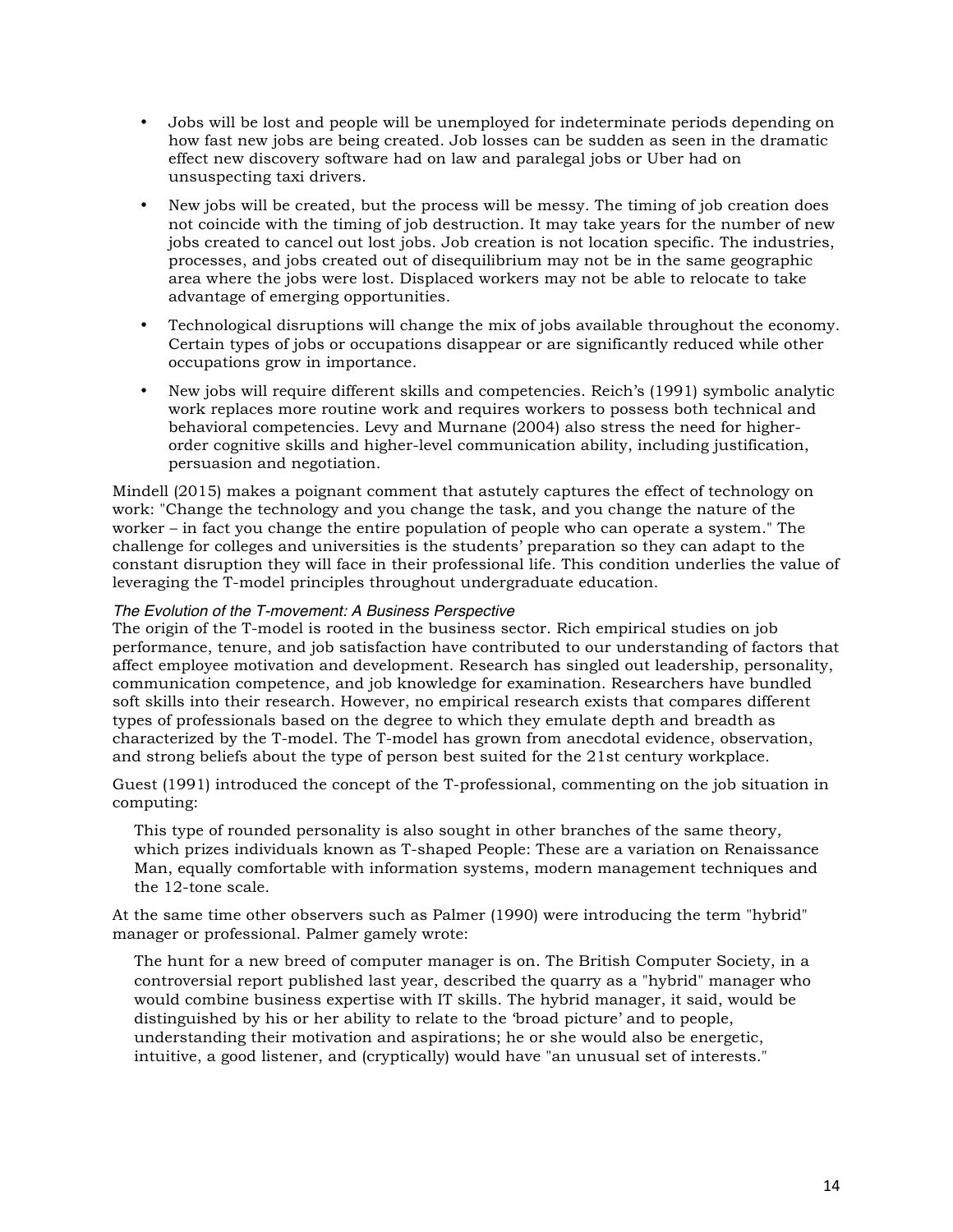- Jobs will be lost and people will be unemployed for indeterminate periods depending on how fast new jobs are being created. Job losses can be sudden as seen in the dramatic effect new discovery software had on law and paralegal jobs or Uber had on unsuspecting taxi drivers.
- New jobs will be created, but the process will be messy. The timing of job creation does not coincide with the timing of job destruction. It may take years for the number of new jobs created to cancel out lost jobs. Job creation is not location specific. The industries, processes, and jobs created out of disequilibrium may not be in the same geographic area where the jobs were lost. Displaced workers may not be able to relocate to take advantage of emerging opportunities.
- Technological disruptions will change the mix of jobs available throughout the economy. Certain types of jobs or occupations disappear or are significantly reduced while other occupations grow in importance.
- New jobs will require different skills and competencies. Reich's (1991) symbolic analytic work replaces more routine work and requires workers to possess both technical and behavioral competencies. Levy and Murnane (2004) also stress the need for higher-order cognitive skills and higher-level communication ability, including justification, persuasion and negotiation.

Mindell (2015) makes a poignant comment that astutely captures the effect of technology on work: "Change the technology and you change the task, and you change the nature of the worker – in fact you change the entire population of people who can operate a system." The challenge for colleges and universities is the students' preparation so they can adapt to the constant disruption they will face in their professional life. This condition underlies the value of leveraging the T-model principles throughout undergraduate education.

*The Evolution of the T-movement: A Business Perspective*

The origin of the T-model is rooted in the business sector. Rich empirical studies on job performance, tenure, and job satisfaction have contributed to our understanding of factors that affect employee motivation and development. Research has singled out leadership, personality, communication competence, and job knowledge for examination. Researchers have bundled soft skills into their research. However, no empirical research exists that compares different types of professionals based on the degree to which they emulate depth and breadth as characterized by the T-model. The T-model has grown from anecdotal evidence, observation, and strong beliefs about the type of person best suited for the 21st century workplace.

Guest (1991) introduced the concept of the T-professional, commenting on the job situation in computing:

> This type of rounded personality is also sought in other branches of the same theory, which prizes individuals known as T-shaped People: These are a variation on Renaissance Man, equally comfortable with information systems, modern management techniques and the 12-tone scale.

At the same time other observers such as Palmer (1990) were introducing the term "hybrid" manager or professional. Palmer gamely wrote:

> The hunt for a new breed of computer manager is on. The British Computer Society, in a controversial report published last year, described the quarry as a "hybrid" manager who would combine business expertise with IT skills. The hybrid manager, it said, would be distinguished by his or her ability to relate to the 'broad picture' and to people, understanding their motivation and aspirations; he or she would also be energetic, intuitive, a good listener, and (cryptically) would have "an unusual set of interests."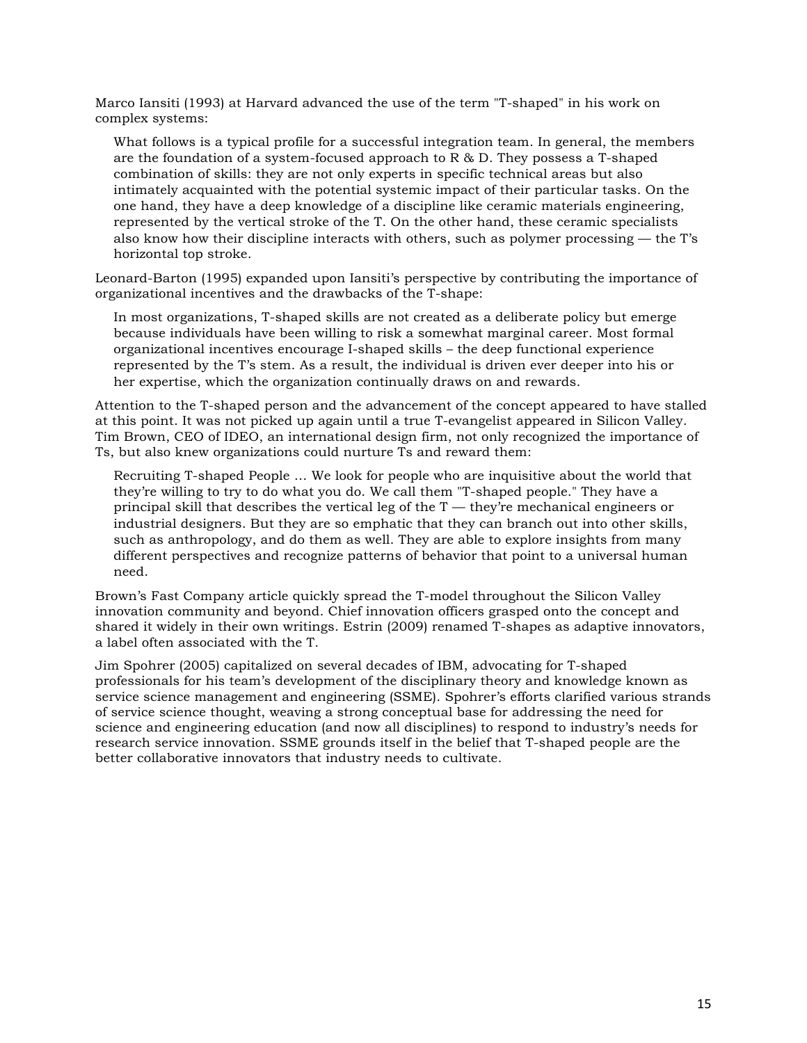Marco Iansiti (1993) at Harvard advanced the use of the term "T-shaped" in his work on complex systems:

> What follows is a typical profile for a successful integration team. In general, the members are the foundation of a system-focused approach to R & D. They possess a T-shaped combination of skills: they are not only experts in specific technical areas but also intimately acquainted with the potential systemic impact of their particular tasks. On the one hand, they have a deep knowledge of a discipline like ceramic materials engineering, represented by the vertical stroke of the T. On the other hand, these ceramic specialists also know how their discipline interacts with others, such as polymer processing — the T's horizontal top stroke.

Leonard-Barton (1995) expanded upon Iansiti's perspective by contributing the importance of organizational incentives and the drawbacks of the T-shape:

> In most organizations, T-shaped skills are not created as a deliberate policy but emerge because individuals have been willing to risk a somewhat marginal career. Most formal organizational incentives encourage I-shaped skills – the deep functional experience represented by the T's stem. As a result, the individual is driven ever deeper into his or her expertise, which the organization continually draws on and rewards.

Attention to the T-shaped person and the advancement of the concept appeared to have stalled at this point. It was not picked up again until a true T-evangelist appeared in Silicon Valley. Tim Brown, CEO of IDEO, an international design firm, not only recognized the importance of Ts, but also knew organizations could nurture Ts and reward them:

> Recruiting T-shaped People … We look for people who are inquisitive about the world that they're willing to try to do what you do. We call them "T-shaped people." They have a principal skill that describes the vertical leg of the T — they're mechanical engineers or industrial designers. But they are so emphatic that they can branch out into other skills, such as anthropology, and do them as well. They are able to explore insights from many different perspectives and recognize patterns of behavior that point to a universal human need.

Brown's Fast Company article quickly spread the T-model throughout the Silicon Valley innovation community and beyond. Chief innovation officers grasped onto the concept and shared it widely in their own writings. Estrin (2009) renamed T-shapes as adaptive innovators, a label often associated with the T.

Jim Spohrer (2005) capitalized on several decades of IBM, advocating for T-shaped professionals for his team's development of the disciplinary theory and knowledge known as service science management and engineering (SSME). Spohrer's efforts clarified various strands of service science thought, weaving a strong conceptual base for addressing the need for science and engineering education (and now all disciplines) to respond to industry's needs for research service innovation. SSME grounds itself in the belief that T-shaped people are the better collaborative innovators that industry needs to cultivate.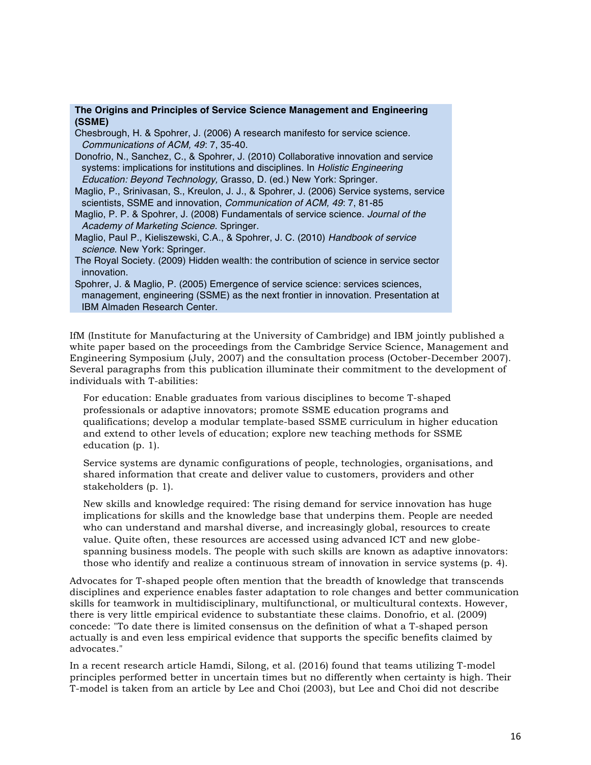**The Origins and Principles of Service Science Management and Engineering (SSME)**

Chesbrough, H. & Spohrer, J. (2006) A research manifesto for service science. *Communications of ACM, 49*: 7, 35-40.

Donofrio, N., Sanchez, C., & Spohrer, J. (2010) Collaborative innovation and service systems: implications for institutions and disciplines. In *Holistic Engineering Education: Beyond Technology,* Grasso, D. (ed.) New York: Springer.

Maglio, P., Srinivasan, S., Kreulon, J. J., & Spohrer, J. (2006) Service systems, service scientists, SSME and innovation, *Communication of ACM, 49*: 7, 81-85

Maglio, P. P. & Spohrer, J. (2008) Fundamentals of service science. *Journal of the Academy of Marketing Science*. Springer.

Maglio, Paul P., Kieliszewski, C.A., & Spohrer, J. C. (2010) *Handbook of service science*. New York: Springer.

The Royal Society. (2009) Hidden wealth: the contribution of science in service sector innovation.

Spohrer, J. & Maglio, P. (2005) Emergence of service science: services sciences, management, engineering (SSME) as the next frontier in innovation. Presentation at IBM Almaden Research Center.

IfM (Institute for Manufacturing at the University of Cambridge) and IBM jointly published a white paper based on the proceedings from the Cambridge Service Science, Management and Engineering Symposium (July, 2007) and the consultation process (October-December 2007). Several paragraphs from this publication illuminate their commitment to the development of individuals with T-abilities:

> For education: Enable graduates from various disciplines to become T-shaped professionals or adaptive innovators; promote SSME education programs and qualifications; develop a modular template-based SSME curriculum in higher education and extend to other levels of education; explore new teaching methods for SSME education (p. 1).
>
> Service systems are dynamic configurations of people, technologies, organisations, and shared information that create and deliver value to customers, providers and other stakeholders (p. 1).
>
> New skills and knowledge required: The rising demand for service innovation has huge implications for skills and the knowledge base that underpins them. People are needed who can understand and marshal diverse, and increasingly global, resources to create value. Quite often, these resources are accessed using advanced ICT and new globe-spanning business models. The people with such skills are known as adaptive innovators: those who identify and realize a continuous stream of innovation in service systems (p. 4).

Advocates for T-shaped people often mention that the breadth of knowledge that transcends disciplines and experience enables faster adaptation to role changes and better communication skills for teamwork in multidisciplinary, multifunctional, or multicultural contexts. However, there is very little empirical evidence to substantiate these claims. Donofrio, et al. (2009) concede: "To date there is limited consensus on the definition of what a T-shaped person actually is and even less empirical evidence that supports the specific benefits claimed by advocates."

In a recent research article Hamdi, Silong, et al. (2016) found that teams utilizing T-model principles performed better in uncertain times but no differently when certainty is high. Their T-model is taken from an article by Lee and Choi (2003), but Lee and Choi did not describe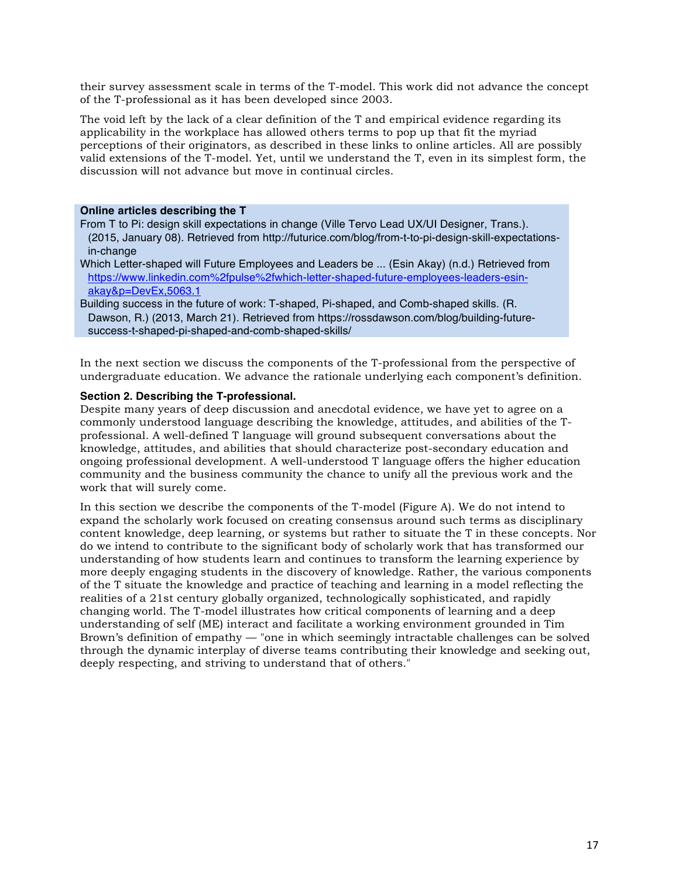their survey assessment scale in terms of the T-model. This work did not advance the concept of the T-professional as it has been developed since 2003.

The void left by the lack of a clear definition of the T and empirical evidence regarding its applicability in the workplace has allowed others terms to pop up that fit the myriad perceptions of their originators, as described in these links to online articles. All are possibly valid extensions of the T-model. Yet, until we understand the T, even in its simplest form, the discussion will not advance but move in continual circles.

**Online articles describing the T**

From T to Pi: design skill expectations in change (Ville Tervo Lead UX/UI Designer, Trans.). (2015, January 08). Retrieved from http://futurice.com/blog/from-t-to-pi-design-skill-expectations-in-change

Which Letter-shaped will Future Employees and Leaders be ... (Esin Akay) (n.d.) Retrieved from https://www.linkedin.com%2fpulse%2fwhich-letter-shaped-future-employees-leaders-esin-akay&p=DevEx,5063.1

Building success in the future of work: T-shaped, Pi-shaped, and Comb-shaped skills. (R. Dawson, R.) (2013, March 21). Retrieved from https://rossdawson.com/blog/building-future-success-t-shaped-pi-shaped-and-comb-shaped-skills/

In the next section we discuss the components of the T-professional from the perspective of undergraduate education. We advance the rationale underlying each component's definition.

## Section 2. Describing the T-professional.

Despite many years of deep discussion and anecdotal evidence, we have yet to agree on a commonly understood language describing the knowledge, attitudes, and abilities of the T-professional. A well-defined T language will ground subsequent conversations about the knowledge, attitudes, and abilities that should characterize post-secondary education and ongoing professional development. A well-understood T language offers the higher education community and the business community the chance to unify all the previous work and the work that will surely come.

In this section we describe the components of the T-model (Figure A). We do not intend to expand the scholarly work focused on creating consensus around such terms as disciplinary content knowledge, deep learning, or systems but rather to situate the T in these concepts. Nor do we intend to contribute to the significant body of scholarly work that has transformed our understanding of how students learn and continues to transform the learning experience by more deeply engaging students in the discovery of knowledge. Rather, the various components of the T situate the knowledge and practice of teaching and learning in a model reflecting the realities of a 21st century globally organized, technologically sophisticated, and rapidly changing world. The T-model illustrates how critical components of learning and a deep understanding of self (ME) interact and facilitate a working environment grounded in Tim Brown's definition of empathy — "one in which seemingly intractable challenges can be solved through the dynamic interplay of diverse teams contributing their knowledge and seeking out, deeply respecting, and striving to understand that of others."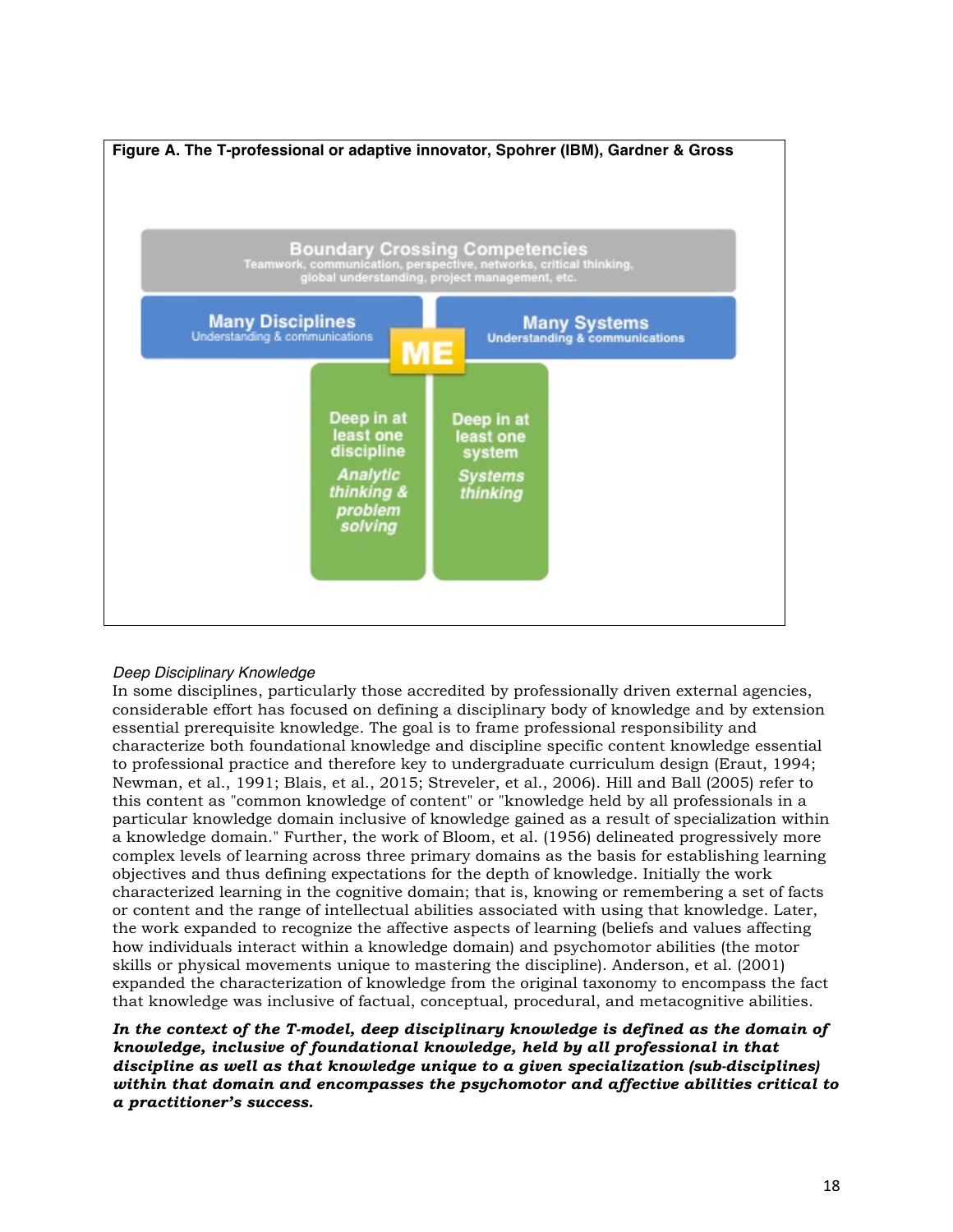**Figure A. The T-professional or adaptive innovator, Spohrer (IBM), Gardner & Gross**

Boundary Crossing Competencies
Teamwork, communication, perspective, networks, critical thinking, global understanding, project management, etc.

Many Disciplines
Understanding & communications

ME

Many Systems
Understanding & communications

Deep in at least one discipline
*Analytic thinking & problem solving*

Deep in at least one system
*Systems thinking*

*Deep Disciplinary Knowledge*

In some disciplines, particularly those accredited by professionally driven external agencies, considerable effort has focused on defining a disciplinary body of knowledge and by extension essential prerequisite knowledge. The goal is to frame professional responsibility and characterize both foundational knowledge and discipline specific content knowledge essential to professional practice and therefore key to undergraduate curriculum design (Eraut, 1994; Newman, et al., 1991; Blais, et al., 2015; Streveler, et al., 2006). Hill and Ball (2005) refer to this content as "common knowledge of content" or "knowledge held by all professionals in a particular knowledge domain inclusive of knowledge gained as a result of specialization within a knowledge domain." Further, the work of Bloom, et al. (1956) delineated progressively more complex levels of learning across three primary domains as the basis for establishing learning objectives and thus defining expectations for the depth of knowledge. Initially the work characterized learning in the cognitive domain; that is, knowing or remembering a set of facts or content and the range of intellectual abilities associated with using that knowledge. Later, the work expanded to recognize the affective aspects of learning (beliefs and values affecting how individuals interact within a knowledge domain) and psychomotor abilities (the motor skills or physical movements unique to mastering the discipline). Anderson, et al. (2001) expanded the characterization of knowledge from the original taxonomy to encompass the fact that knowledge was inclusive of factual, conceptual, procedural, and metacognitive abilities.

***In the context of the T-model, deep disciplinary knowledge is defined as the domain of knowledge, inclusive of foundational knowledge, held by all professional in that discipline as well as that knowledge unique to a given specialization (sub-disciplines) within that domain and encompasses the psychomotor and affective abilities critical to a practitioner's success.***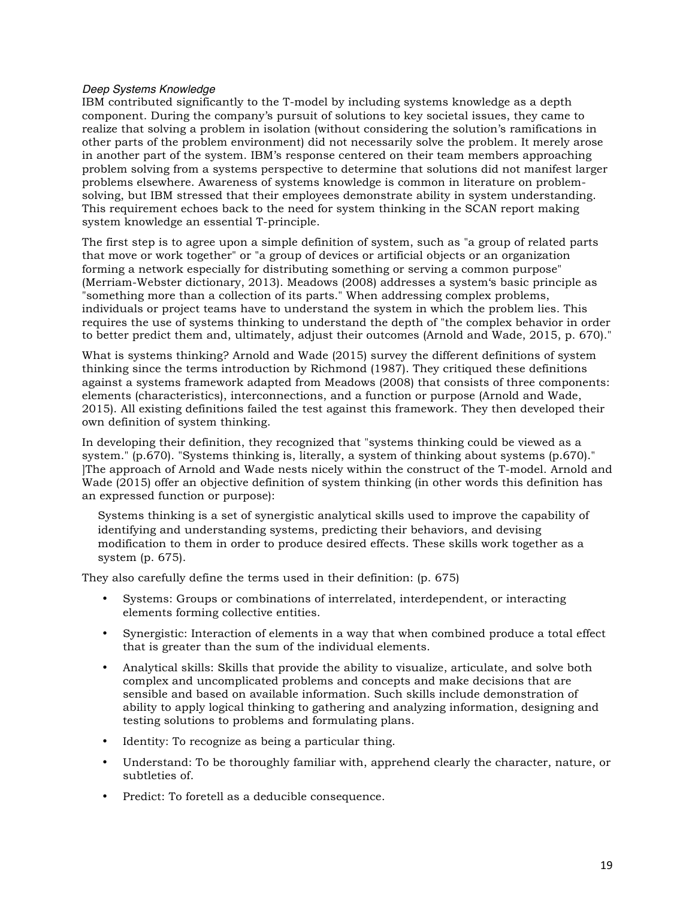*Deep Systems Knowledge*

IBM contributed significantly to the T-model by including systems knowledge as a depth component. During the company's pursuit of solutions to key societal issues, they came to realize that solving a problem in isolation (without considering the solution's ramifications in other parts of the problem environment) did not necessarily solve the problem. It merely arose in another part of the system. IBM's response centered on their team members approaching problem solving from a systems perspective to determine that solutions did not manifest larger problems elsewhere. Awareness of systems knowledge is common in literature on problem-solving, but IBM stressed that their employees demonstrate ability in system understanding. This requirement echoes back to the need for system thinking in the SCAN report making system knowledge an essential T-principle.

The first step is to agree upon a simple definition of system, such as "a group of related parts that move or work together" or "a group of devices or artificial objects or an organization forming a network especially for distributing something or serving a common purpose" (Merriam-Webster dictionary, 2013). Meadows (2008) addresses a system's basic principle as "something more than a collection of its parts." When addressing complex problems, individuals or project teams have to understand the system in which the problem lies. This requires the use of systems thinking to understand the depth of "the complex behavior in order to better predict them and, ultimately, adjust their outcomes (Arnold and Wade, 2015, p. 670)."

What is systems thinking? Arnold and Wade (2015) survey the different definitions of system thinking since the terms introduction by Richmond (1987). They critiqued these definitions against a systems framework adapted from Meadows (2008) that consists of three components: elements (characteristics), interconnections, and a function or purpose (Arnold and Wade, 2015). All existing definitions failed the test against this framework. They then developed their own definition of system thinking.

In developing their definition, they recognized that "systems thinking could be viewed as a system." (p.670). "Systems thinking is, literally, a system of thinking about systems (p.670)." ]The approach of Arnold and Wade nests nicely within the construct of the T-model. Arnold and Wade (2015) offer an objective definition of system thinking (in other words this definition has an expressed function or purpose):

> Systems thinking is a set of synergistic analytical skills used to improve the capability of identifying and understanding systems, predicting their behaviors, and devising modification to them in order to produce desired effects. These skills work together as a system (p. 675).

They also carefully define the terms used in their definition: (p. 675)

- Systems: Groups or combinations of interrelated, interdependent, or interacting elements forming collective entities.
- Synergistic: Interaction of elements in a way that when combined produce a total effect that is greater than the sum of the individual elements.
- Analytical skills: Skills that provide the ability to visualize, articulate, and solve both complex and uncomplicated problems and concepts and make decisions that are sensible and based on available information. Such skills include demonstration of ability to apply logical thinking to gathering and analyzing information, designing and testing solutions to problems and formulating plans.
- Identity: To recognize as being a particular thing.
- Understand: To be thoroughly familiar with, apprehend clearly the character, nature, or subtleties of.
- Predict: To foretell as a deducible consequence.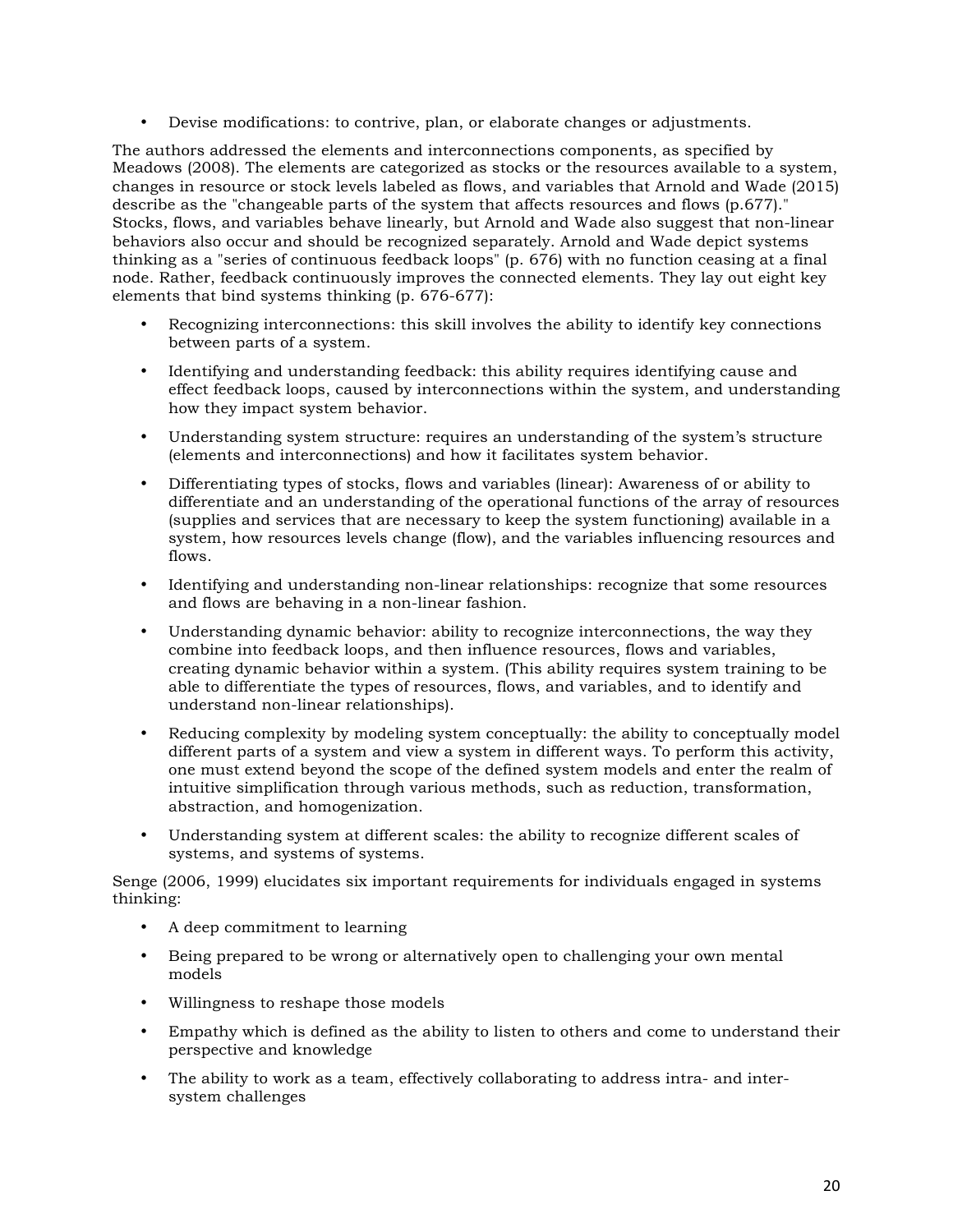- Devise modifications: to contrive, plan, or elaborate changes or adjustments.

The authors addressed the elements and interconnections components, as specified by Meadows (2008). The elements are categorized as stocks or the resources available to a system, changes in resource or stock levels labeled as flows, and variables that Arnold and Wade (2015) describe as the "changeable parts of the system that affects resources and flows (p.677)." Stocks, flows, and variables behave linearly, but Arnold and Wade also suggest that non-linear behaviors also occur and should be recognized separately. Arnold and Wade depict systems thinking as a "series of continuous feedback loops" (p. 676) with no function ceasing at a final node. Rather, feedback continuously improves the connected elements. They lay out eight key elements that bind systems thinking (p. 676-677):

- Recognizing interconnections: this skill involves the ability to identify key connections between parts of a system.
- Identifying and understanding feedback: this ability requires identifying cause and effect feedback loops, caused by interconnections within the system, and understanding how they impact system behavior.
- Understanding system structure: requires an understanding of the system's structure (elements and interconnections) and how it facilitates system behavior.
- Differentiating types of stocks, flows and variables (linear): Awareness of or ability to differentiate and an understanding of the operational functions of the array of resources (supplies and services that are necessary to keep the system functioning) available in a system, how resources levels change (flow), and the variables influencing resources and flows.
- Identifying and understanding non-linear relationships: recognize that some resources and flows are behaving in a non-linear fashion.
- Understanding dynamic behavior: ability to recognize interconnections, the way they combine into feedback loops, and then influence resources, flows and variables, creating dynamic behavior within a system. (This ability requires system training to be able to differentiate the types of resources, flows, and variables, and to identify and understand non-linear relationships).
- Reducing complexity by modeling system conceptually: the ability to conceptually model different parts of a system and view a system in different ways. To perform this activity, one must extend beyond the scope of the defined system models and enter the realm of intuitive simplification through various methods, such as reduction, transformation, abstraction, and homogenization.
- Understanding system at different scales: the ability to recognize different scales of systems, and systems of systems.

Senge (2006, 1999) elucidates six important requirements for individuals engaged in systems thinking:

- A deep commitment to learning
- Being prepared to be wrong or alternatively open to challenging your own mental models
- Willingness to reshape those models
- Empathy which is defined as the ability to listen to others and come to understand their perspective and knowledge
- The ability to work as a team, effectively collaborating to address intra- and inter-system challenges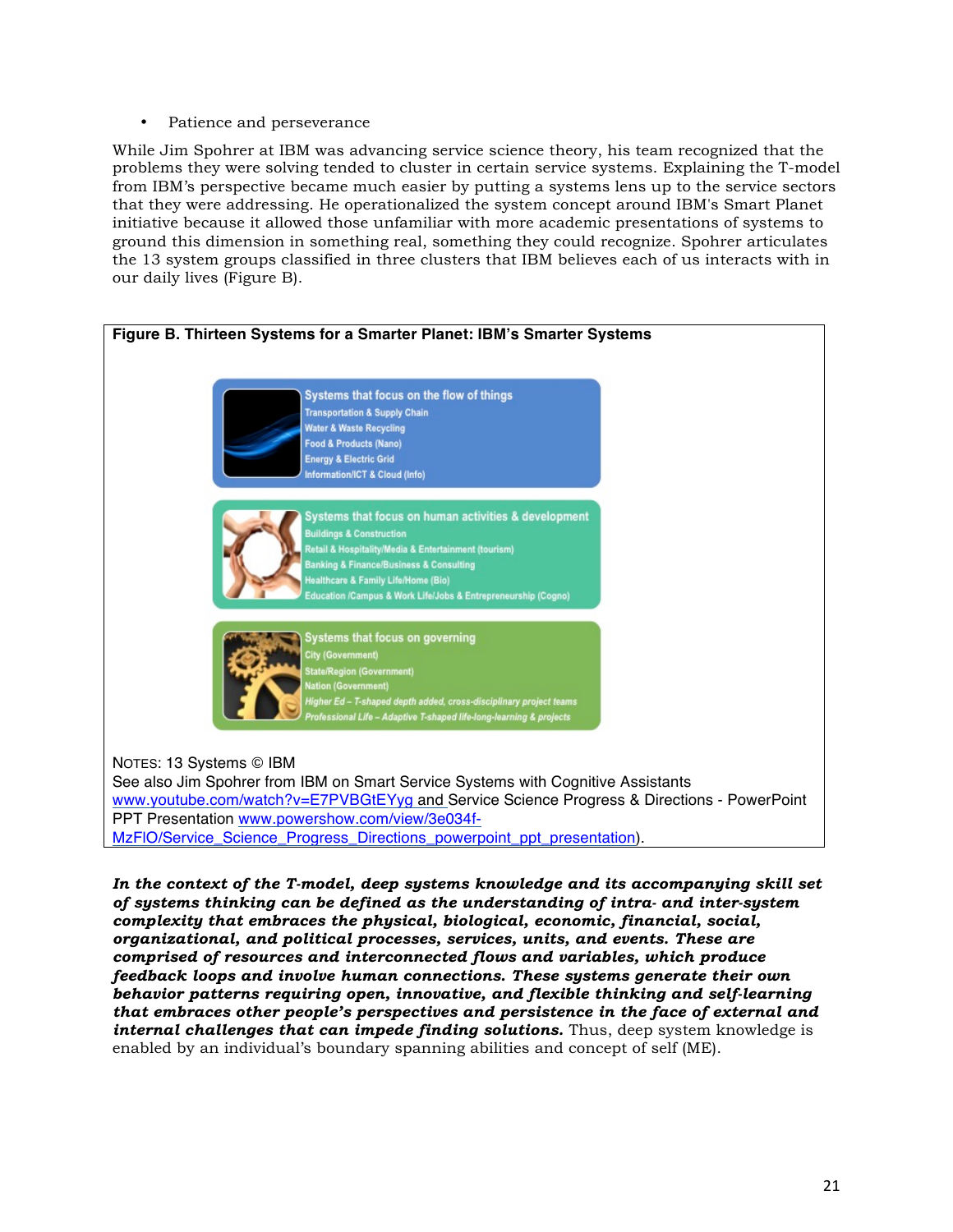- Patience and perseverance

While Jim Spohrer at IBM was advancing service science theory, his team recognized that the problems they were solving tended to cluster in certain service systems. Explaining the T-model from IBM's perspective became much easier by putting a systems lens up to the service sectors that they were addressing. He operationalized the system concept around IBM's Smart Planet initiative because it allowed those unfamiliar with more academic presentations of systems to ground this dimension in something real, something they could recognize. Spohrer articulates the 13 system groups classified in three clusters that IBM believes each of us interacts with in our daily lives (Figure B).

**Figure B. Thirteen Systems for a Smarter Planet: IBM's Smarter Systems**

**Systems that focus on the flow of things**
- Transportation & Supply Chain
- Water & Waste Recycling
- Food & Products (Nano)
- Energy & Electric Grid
- Information/ICT & Cloud (Info)

**Systems that focus on human activities & development**
- Buildings & Construction
- Retail & Hospitality/Media & Entertainment (tourism)
- Banking & Finance/Business & Consulting
- Healthcare & Family Life/Home (Bio)
- Education /Campus & Work Life/Jobs & Entrepreneurship (Cogno)

**Systems that focus on governing**
- City (Government)
- State/Region (Government)
- Nation (Government)
- *Higher Ed – T-shaped depth added, cross-disciplinary project teams*
- *Professional Life – Adaptive T-shaped life-long-learning & projects*

NOTES: 13 Systems © IBM
See also Jim Spohrer from IBM on Smart Service Systems with Cognitive Assistants www.youtube.com/watch?v=E7PVBGtEYyg and Service Science Progress & Directions - PowerPoint PPT Presentation www.powershow.com/view/3e034f-MzFlO/Service_Science_Progress_Directions_powerpoint_ppt_presentation).

***In the context of the T-model, deep systems knowledge and its accompanying skill set of systems thinking can be defined as the understanding of intra- and inter-system complexity that embraces the physical, biological, economic, financial, social, organizational, and political processes, services, units, and events. These are comprised of resources and interconnected flows and variables, which produce feedback loops and involve human connections. These systems generate their own behavior patterns requiring open, innovative, and flexible thinking and self-learning that embraces other people's perspectives and persistence in the face of external and internal challenges that can impede finding solutions.*** Thus, deep system knowledge is enabled by an individual's boundary spanning abilities and concept of self (ME).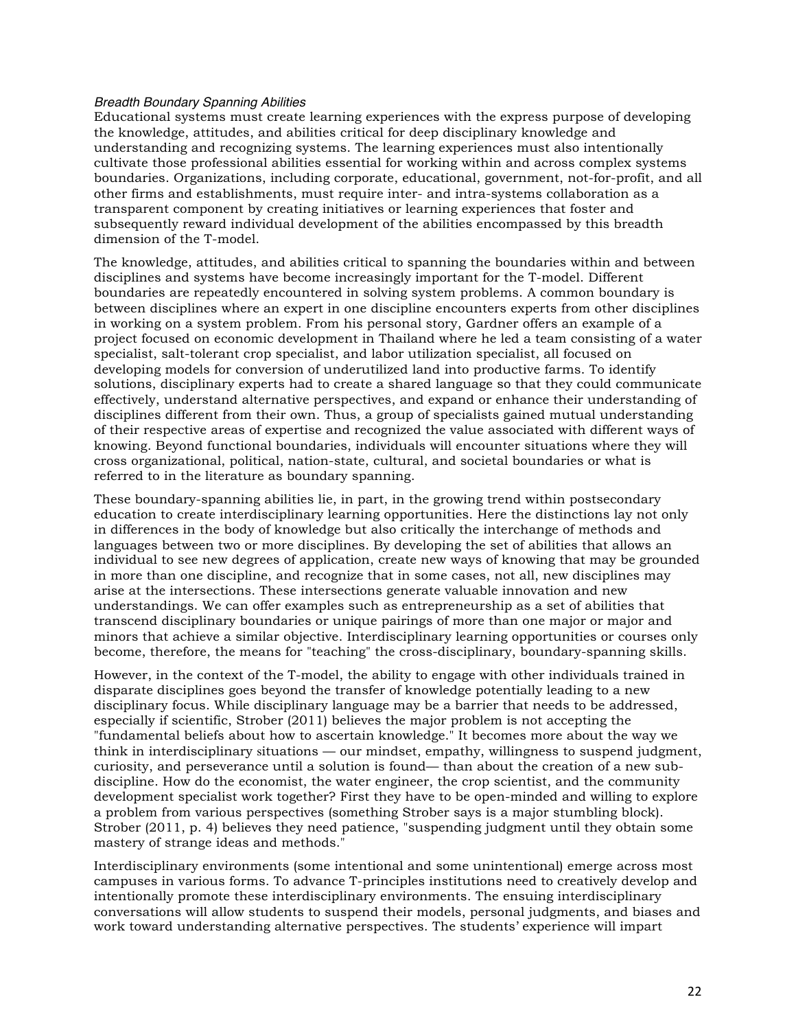*Breadth Boundary Spanning Abilities*

Educational systems must create learning experiences with the express purpose of developing the knowledge, attitudes, and abilities critical for deep disciplinary knowledge and understanding and recognizing systems. The learning experiences must also intentionally cultivate those professional abilities essential for working within and across complex systems boundaries. Organizations, including corporate, educational, government, not-for-profit, and all other firms and establishments, must require inter- and intra-systems collaboration as a transparent component by creating initiatives or learning experiences that foster and subsequently reward individual development of the abilities encompassed by this breadth dimension of the T-model.

The knowledge, attitudes, and abilities critical to spanning the boundaries within and between disciplines and systems have become increasingly important for the T-model. Different boundaries are repeatedly encountered in solving system problems. A common boundary is between disciplines where an expert in one discipline encounters experts from other disciplines in working on a system problem. From his personal story, Gardner offers an example of a project focused on economic development in Thailand where he led a team consisting of a water specialist, salt-tolerant crop specialist, and labor utilization specialist, all focused on developing models for conversion of underutilized land into productive farms. To identify solutions, disciplinary experts had to create a shared language so that they could communicate effectively, understand alternative perspectives, and expand or enhance their understanding of disciplines different from their own. Thus, a group of specialists gained mutual understanding of their respective areas of expertise and recognized the value associated with different ways of knowing. Beyond functional boundaries, individuals will encounter situations where they will cross organizational, political, nation-state, cultural, and societal boundaries or what is referred to in the literature as boundary spanning.

These boundary-spanning abilities lie, in part, in the growing trend within postsecondary education to create interdisciplinary learning opportunities. Here the distinctions lay not only in differences in the body of knowledge but also critically the interchange of methods and languages between two or more disciplines. By developing the set of abilities that allows an individual to see new degrees of application, create new ways of knowing that may be grounded in more than one discipline, and recognize that in some cases, not all, new disciplines may arise at the intersections. These intersections generate valuable innovation and new understandings. We can offer examples such as entrepreneurship as a set of abilities that transcend disciplinary boundaries or unique pairings of more than one major or major and minors that achieve a similar objective. Interdisciplinary learning opportunities or courses only become, therefore, the means for "teaching" the cross-disciplinary, boundary-spanning skills.

However, in the context of the T-model, the ability to engage with other individuals trained in disparate disciplines goes beyond the transfer of knowledge potentially leading to a new disciplinary focus. While disciplinary language may be a barrier that needs to be addressed, especially if scientific, Strober (2011) believes the major problem is not accepting the "fundamental beliefs about how to ascertain knowledge." It becomes more about the way we think in interdisciplinary situations — our mindset, empathy, willingness to suspend judgment, curiosity, and perseverance until a solution is found— than about the creation of a new sub-discipline. How do the economist, the water engineer, the crop scientist, and the community development specialist work together? First they have to be open-minded and willing to explore a problem from various perspectives (something Strober says is a major stumbling block). Strober (2011, p. 4) believes they need patience, "suspending judgment until they obtain some mastery of strange ideas and methods."

Interdisciplinary environments (some intentional and some unintentional) emerge across most campuses in various forms. To advance T-principles institutions need to creatively develop and intentionally promote these interdisciplinary environments. The ensuing interdisciplinary conversations will allow students to suspend their models, personal judgments, and biases and work toward understanding alternative perspectives. The students' experience will impart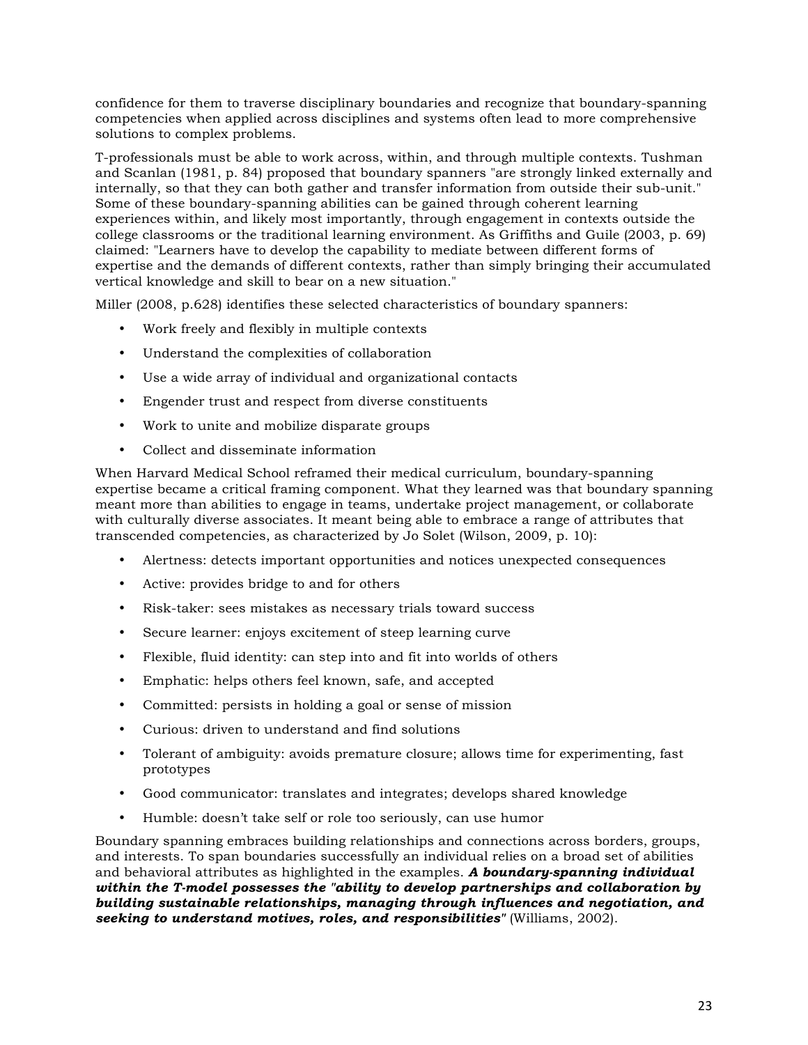confidence for them to traverse disciplinary boundaries and recognize that boundary-spanning competencies when applied across disciplines and systems often lead to more comprehensive solutions to complex problems.

T-professionals must be able to work across, within, and through multiple contexts. Tushman and Scanlan (1981, p. 84) proposed that boundary spanners "are strongly linked externally and internally, so that they can both gather and transfer information from outside their sub-unit." Some of these boundary-spanning abilities can be gained through coherent learning experiences within, and likely most importantly, through engagement in contexts outside the college classrooms or the traditional learning environment. As Griffiths and Guile (2003, p. 69) claimed: "Learners have to develop the capability to mediate between different forms of expertise and the demands of different contexts, rather than simply bringing their accumulated vertical knowledge and skill to bear on a new situation."

Miller (2008, p.628) identifies these selected characteristics of boundary spanners:

- Work freely and flexibly in multiple contexts
- Understand the complexities of collaboration
- Use a wide array of individual and organizational contacts
- Engender trust and respect from diverse constituents
- Work to unite and mobilize disparate groups
- Collect and disseminate information

When Harvard Medical School reframed their medical curriculum, boundary-spanning expertise became a critical framing component. What they learned was that boundary spanning meant more than abilities to engage in teams, undertake project management, or collaborate with culturally diverse associates. It meant being able to embrace a range of attributes that transcended competencies, as characterized by Jo Solet (Wilson, 2009, p. 10):

- Alertness: detects important opportunities and notices unexpected consequences
- Active: provides bridge to and for others
- Risk-taker: sees mistakes as necessary trials toward success
- Secure learner: enjoys excitement of steep learning curve
- Flexible, fluid identity: can step into and fit into worlds of others
- Emphatic: helps others feel known, safe, and accepted
- Committed: persists in holding a goal or sense of mission
- Curious: driven to understand and find solutions
- Tolerant of ambiguity: avoids premature closure; allows time for experimenting, fast prototypes
- Good communicator: translates and integrates; develops shared knowledge
- Humble: doesn't take self or role too seriously, can use humor

Boundary spanning embraces building relationships and connections across borders, groups, and interests. To span boundaries successfully an individual relies on a broad set of abilities and behavioral attributes as highlighted in the examples. ***A boundary-spanning individual within the T-model possesses the "ability to develop partnerships and collaboration by building sustainable relationships, managing through influences and negotiation, and seeking to understand motives, roles, and responsibilities"*** (Williams, 2002).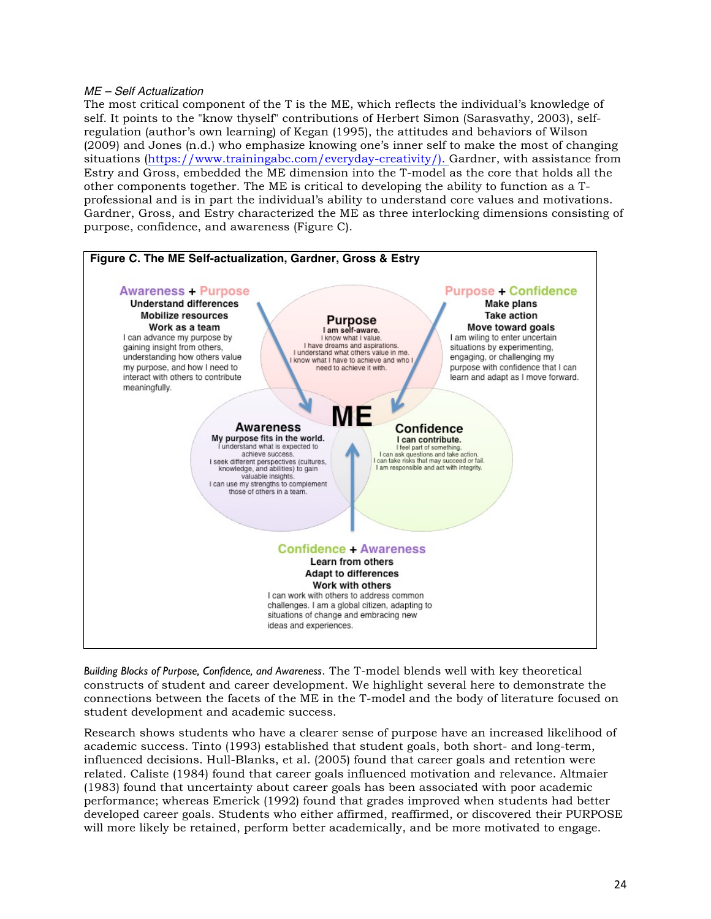*ME – Self Actualization*

The most critical component of the T is the ME, which reflects the individual's knowledge of self. It points to the "know thyself" contributions of Herbert Simon (Sarasvathy, 2003), self-regulation (author's own learning) of Kegan (1995), the attitudes and behaviors of Wilson (2009) and Jones (n.d.) who emphasize knowing one's inner self to make the most of changing situations (https://www.trainingabc.com/everyday-creativity/). Gardner, with assistance from Estry and Gross, embedded the ME dimension into the T-model as the core that holds all the other components together. The ME is critical to developing the ability to function as a T-professional and is in part the individual's ability to understand core values and motivations. Gardner, Gross, and Estry characterized the ME as three interlocking dimensions consisting of purpose, confidence, and awareness (Figure C).

**Figure C. The ME Self-actualization, Gardner, Gross & Estry**

**Awareness + Purpose**
**Understand differences**
**Mobilize resources**
**Work as a team**
I can advance my purpose by gaining insight from others, understanding how others value my purpose, and how I need to interact with others to contribute meaningfully.

**Purpose**
**I am self-aware.**
I know what I value.
I have dreams and aspirations.
I understand what others value in me.
I know what I have to achieve and who I need to achieve it with.

**Purpose + Confidence**
**Make plans**
**Take action**
**Move toward goals**
I am wiling to enter uncertain situations by experimenting, engaging, or challenging my purpose with confidence that I can learn and adapt as I move forward.

**ME**

**Awareness**
**My purpose fits in the world.**
I understand what is expected to achieve success.
I seek different perspectives (cultures, knowledge, and abilities) to gain valuable insights.
I can use my strengths to complement those of others in a team.

**Confidence**
**I can contribute.**
I feel part of something.
I can ask questions and take action.
I can take risks that may succeed or fail.
I am responsible and act with integrity.

**Confidence + Awareness**
**Learn from others**
**Adapt to differences**
**Work with others**
I can work with others to address common challenges. I am a global citizen, adapting to situations of change and embracing new ideas and experiences.

*Building Blocks of Purpose, Confidence, and Awareness*. The T-model blends well with key theoretical constructs of student and career development. We highlight several here to demonstrate the connections between the facets of the ME in the T-model and the body of literature focused on student development and academic success.

Research shows students who have a clearer sense of purpose have an increased likelihood of academic success. Tinto (1993) established that student goals, both short- and long-term, influenced decisions. Hull-Blanks, et al. (2005) found that career goals and retention were related. Caliste (1984) found that career goals influenced motivation and relevance. Altmaier (1983) found that uncertainty about career goals has been associated with poor academic performance; whereas Emerick (1992) found that grades improved when students had better developed career goals. Students who either affirmed, reaffirmed, or discovered their PURPOSE will more likely be retained, perform better academically, and be more motivated to engage.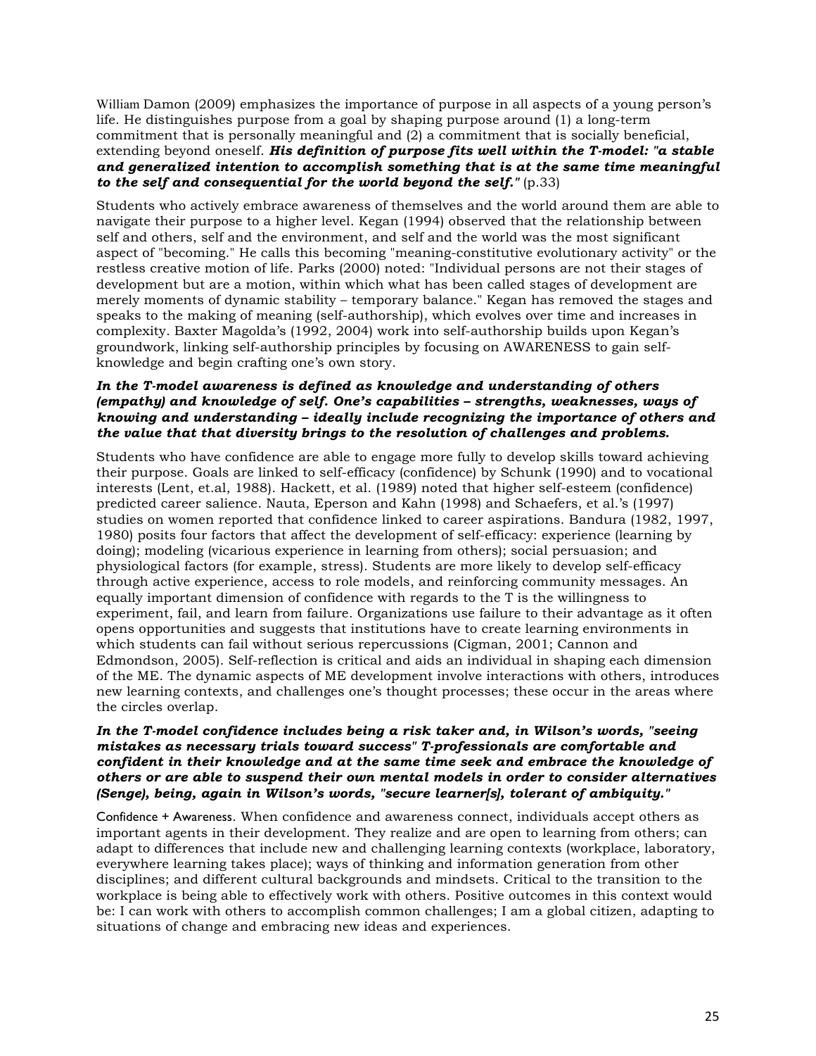William Damon (2009) emphasizes the importance of purpose in all aspects of a young person's life. He distinguishes purpose from a goal by shaping purpose around (1) a long-term commitment that is personally meaningful and (2) a commitment that is socially beneficial, extending beyond oneself. ***His definition of purpose fits well within the T-model: "a stable and generalized intention to accomplish something that is at the same time meaningful to the self and consequential for the world beyond the self."*** (p.33)

Students who actively embrace awareness of themselves and the world around them are able to navigate their purpose to a higher level. Kegan (1994) observed that the relationship between self and others, self and the environment, and self and the world was the most significant aspect of "becoming." He calls this becoming "meaning-constitutive evolutionary activity" or the restless creative motion of life. Parks (2000) noted: "Individual persons are not their stages of development but are a motion, within which what has been called stages of development are merely moments of dynamic stability – temporary balance." Kegan has removed the stages and speaks to the making of meaning (self-authorship), which evolves over time and increases in complexity. Baxter Magolda's (1992, 2004) work into self-authorship builds upon Kegan's groundwork, linking self-authorship principles by focusing on AWARENESS to gain self-knowledge and begin crafting one's own story.

***In the T-model awareness is defined as knowledge and understanding of others (empathy) and knowledge of self. One's capabilities – strengths, weaknesses, ways of knowing and understanding – ideally include recognizing the importance of others and the value that that diversity brings to the resolution of challenges and problems.***

Students who have confidence are able to engage more fully to develop skills toward achieving their purpose. Goals are linked to self-efficacy (confidence) by Schunk (1990) and to vocational interests (Lent, et.al, 1988). Hackett, et al. (1989) noted that higher self-esteem (confidence) predicted career salience. Nauta, Eperson and Kahn (1998) and Schaefers, et al.'s (1997) studies on women reported that confidence linked to career aspirations. Bandura (1982, 1997, 1980) posits four factors that affect the development of self-efficacy: experience (learning by doing); modeling (vicarious experience in learning from others); social persuasion; and physiological factors (for example, stress). Students are more likely to develop self-efficacy through active experience, access to role models, and reinforcing community messages. An equally important dimension of confidence with regards to the T is the willingness to experiment, fail, and learn from failure. Organizations use failure to their advantage as it often opens opportunities and suggests that institutions have to create learning environments in which students can fail without serious repercussions (Cigman, 2001; Cannon and Edmondson, 2005). Self-reflection is critical and aids an individual in shaping each dimension of the ME. The dynamic aspects of ME development involve interactions with others, introduces new learning contexts, and challenges one's thought processes; these occur in the areas where the circles overlap.

***In the T-model confidence includes being a risk taker and, in Wilson's words, "seeing mistakes as necessary trials toward success" T-professionals are comfortable and confident in their knowledge and at the same time seek and embrace the knowledge of others or are able to suspend their own mental models in order to consider alternatives (Senge), being, again in Wilson's words, "secure learner[s], tolerant of ambiquity."***

Confidence + Awareness. When confidence and awareness connect, individuals accept others as important agents in their development. They realize and are open to learning from others; can adapt to differences that include new and challenging learning contexts (workplace, laboratory, everywhere learning takes place); ways of thinking and information generation from other disciplines; and different cultural backgrounds and mindsets. Critical to the transition to the workplace is being able to effectively work with others. Positive outcomes in this context would be: I can work with others to accomplish common challenges; I am a global citizen, adapting to situations of change and embracing new ideas and experiences.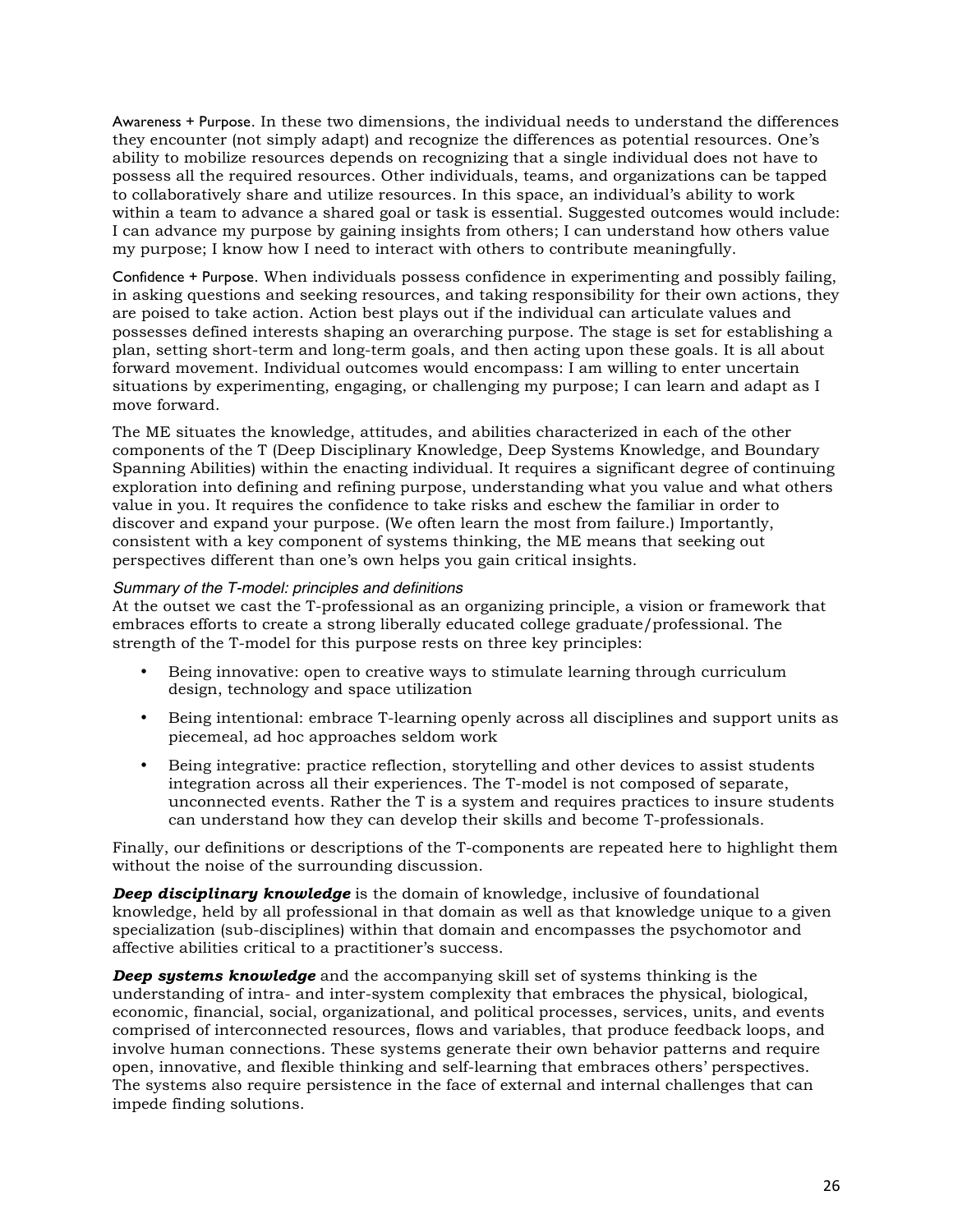Awareness + Purpose. In these two dimensions, the individual needs to understand the differences they encounter (not simply adapt) and recognize the differences as potential resources. One's ability to mobilize resources depends on recognizing that a single individual does not have to possess all the required resources. Other individuals, teams, and organizations can be tapped to collaboratively share and utilize resources. In this space, an individual's ability to work within a team to advance a shared goal or task is essential. Suggested outcomes would include: I can advance my purpose by gaining insights from others; I can understand how others value my purpose; I know how I need to interact with others to contribute meaningfully.

Confidence + Purpose. When individuals possess confidence in experimenting and possibly failing, in asking questions and seeking resources, and taking responsibility for their own actions, they are poised to take action. Action best plays out if the individual can articulate values and possesses defined interests shaping an overarching purpose. The stage is set for establishing a plan, setting short-term and long-term goals, and then acting upon these goals. It is all about forward movement. Individual outcomes would encompass: I am willing to enter uncertain situations by experimenting, engaging, or challenging my purpose; I can learn and adapt as I move forward.

The ME situates the knowledge, attitudes, and abilities characterized in each of the other components of the T (Deep Disciplinary Knowledge, Deep Systems Knowledge, and Boundary Spanning Abilities) within the enacting individual. It requires a significant degree of continuing exploration into defining and refining purpose, understanding what you value and what others value in you. It requires the confidence to take risks and eschew the familiar in order to discover and expand your purpose. (We often learn the most from failure.) Importantly, consistent with a key component of systems thinking, the ME means that seeking out perspectives different than one's own helps you gain critical insights.

*Summary of the T-model: principles and definitions*

At the outset we cast the T-professional as an organizing principle, a vision or framework that embraces efforts to create a strong liberally educated college graduate/professional. The strength of the T-model for this purpose rests on three key principles:

- Being innovative: open to creative ways to stimulate learning through curriculum design, technology and space utilization
- Being intentional: embrace T-learning openly across all disciplines and support units as piecemeal, ad hoc approaches seldom work
- Being integrative: practice reflection, storytelling and other devices to assist students integration across all their experiences. The T-model is not composed of separate, unconnected events. Rather the T is a system and requires practices to insure students can understand how they can develop their skills and become T-professionals.

Finally, our definitions or descriptions of the T-components are repeated here to highlight them without the noise of the surrounding discussion.

***Deep disciplinary knowledge*** is the domain of knowledge, inclusive of foundational knowledge, held by all professional in that domain as well as that knowledge unique to a given specialization (sub-disciplines) within that domain and encompasses the psychomotor and affective abilities critical to a practitioner's success.

***Deep systems knowledge*** and the accompanying skill set of systems thinking is the understanding of intra- and inter-system complexity that embraces the physical, biological, economic, financial, social, organizational, and political processes, services, units, and events comprised of interconnected resources, flows and variables, that produce feedback loops, and involve human connections. These systems generate their own behavior patterns and require open, innovative, and flexible thinking and self-learning that embraces others' perspectives. The systems also require persistence in the face of external and internal challenges that can impede finding solutions.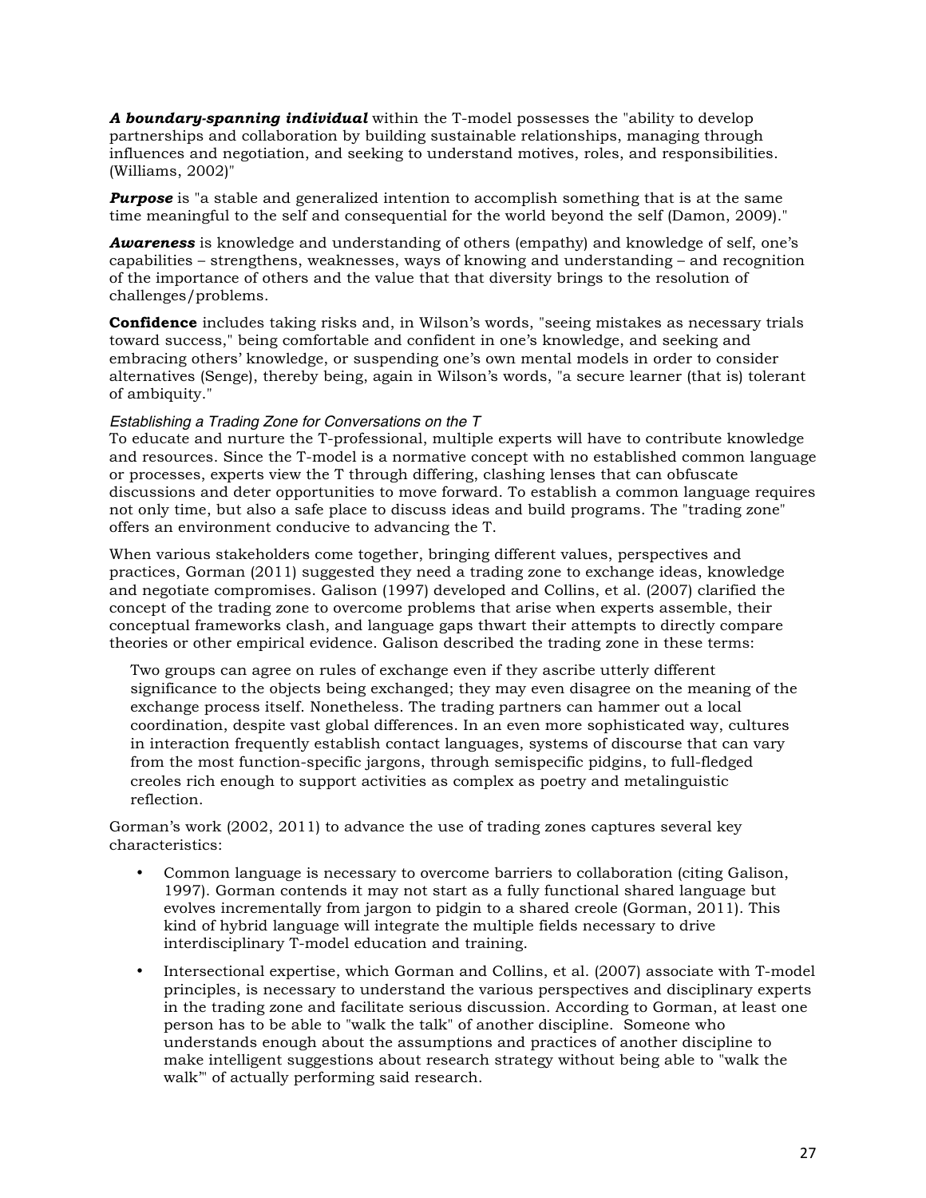***A boundary-spanning individual*** within the T-model possesses the "ability to develop partnerships and collaboration by building sustainable relationships, managing through influences and negotiation, and seeking to understand motives, roles, and responsibilities. (Williams, 2002)"

***Purpose*** is "a stable and generalized intention to accomplish something that is at the same time meaningful to the self and consequential for the world beyond the self (Damon, 2009)."

***Awareness*** is knowledge and understanding of others (empathy) and knowledge of self, one's capabilities – strengthens, weaknesses, ways of knowing and understanding – and recognition of the importance of others and the value that that diversity brings to the resolution of challenges/problems.

**Confidence** includes taking risks and, in Wilson's words, "seeing mistakes as necessary trials toward success," being comfortable and confident in one's knowledge, and seeking and embracing others' knowledge, or suspending one's own mental models in order to consider alternatives (Senge), thereby being, again in Wilson's words, "a secure learner (that is) tolerant of ambiquity."

*Establishing a Trading Zone for Conversations on the T*

To educate and nurture the T-professional, multiple experts will have to contribute knowledge and resources. Since the T-model is a normative concept with no established common language or processes, experts view the T through differing, clashing lenses that can obfuscate discussions and deter opportunities to move forward. To establish a common language requires not only time, but also a safe place to discuss ideas and build programs. The "trading zone" offers an environment conducive to advancing the T.

When various stakeholders come together, bringing different values, perspectives and practices, Gorman (2011) suggested they need a trading zone to exchange ideas, knowledge and negotiate compromises. Galison (1997) developed and Collins, et al. (2007) clarified the concept of the trading zone to overcome problems that arise when experts assemble, their conceptual frameworks clash, and language gaps thwart their attempts to directly compare theories or other empirical evidence. Galison described the trading zone in these terms:

> Two groups can agree on rules of exchange even if they ascribe utterly different significance to the objects being exchanged; they may even disagree on the meaning of the exchange process itself. Nonetheless. The trading partners can hammer out a local coordination, despite vast global differences. In an even more sophisticated way, cultures in interaction frequently establish contact languages, systems of discourse that can vary from the most function-specific jargons, through semispecific pidgins, to full-fledged creoles rich enough to support activities as complex as poetry and metalinguistic reflection.

Gorman's work (2002, 2011) to advance the use of trading zones captures several key characteristics:

- Common language is necessary to overcome barriers to collaboration (citing Galison, 1997). Gorman contends it may not start as a fully functional shared language but evolves incrementally from jargon to pidgin to a shared creole (Gorman, 2011). This kind of hybrid language will integrate the multiple fields necessary to drive interdisciplinary T-model education and training.
- Intersectional expertise, which Gorman and Collins, et al. (2007) associate with T-model principles, is necessary to understand the various perspectives and disciplinary experts in the trading zone and facilitate serious discussion. According to Gorman, at least one person has to be able to "walk the talk" of another discipline. Someone who understands enough about the assumptions and practices of another discipline to make intelligent suggestions about research strategy without being able to "walk the walk"' of actually performing said research.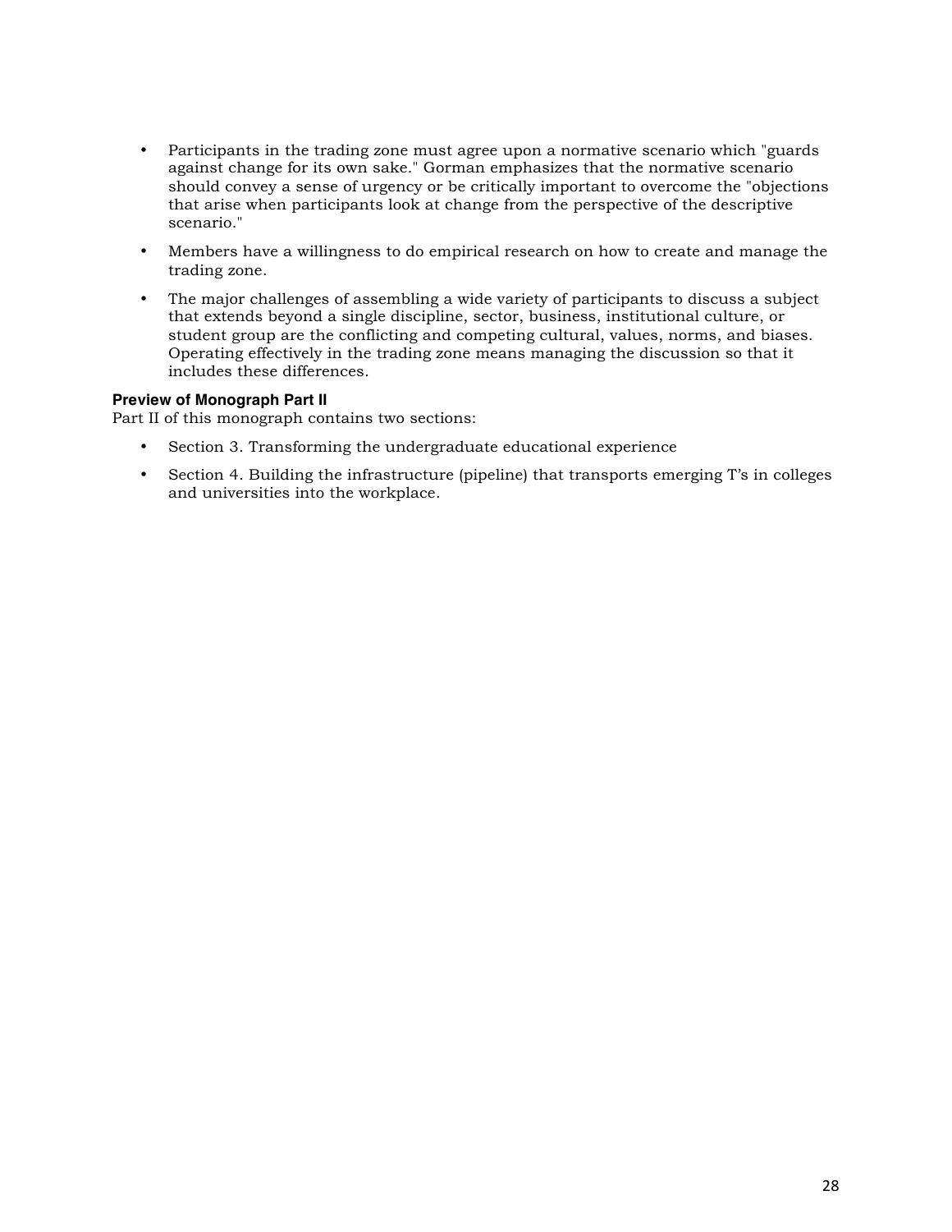- Participants in the trading zone must agree upon a normative scenario which "guards against change for its own sake." Gorman emphasizes that the normative scenario should convey a sense of urgency or be critically important to overcome the "objections that arise when participants look at change from the perspective of the descriptive scenario."
- Members have a willingness to do empirical research on how to create and manage the trading zone.
- The major challenges of assembling a wide variety of participants to discuss a subject that extends beyond a single discipline, sector, business, institutional culture, or student group are the conflicting and competing cultural, values, norms, and biases. Operating effectively in the trading zone means managing the discussion so that it includes these differences.

**Preview of Monograph Part II**

Part II of this monograph contains two sections:

- Section 3. Transforming the undergraduate educational experience
- Section 4. Building the infrastructure (pipeline) that transports emerging T's in colleges and universities into the workplace.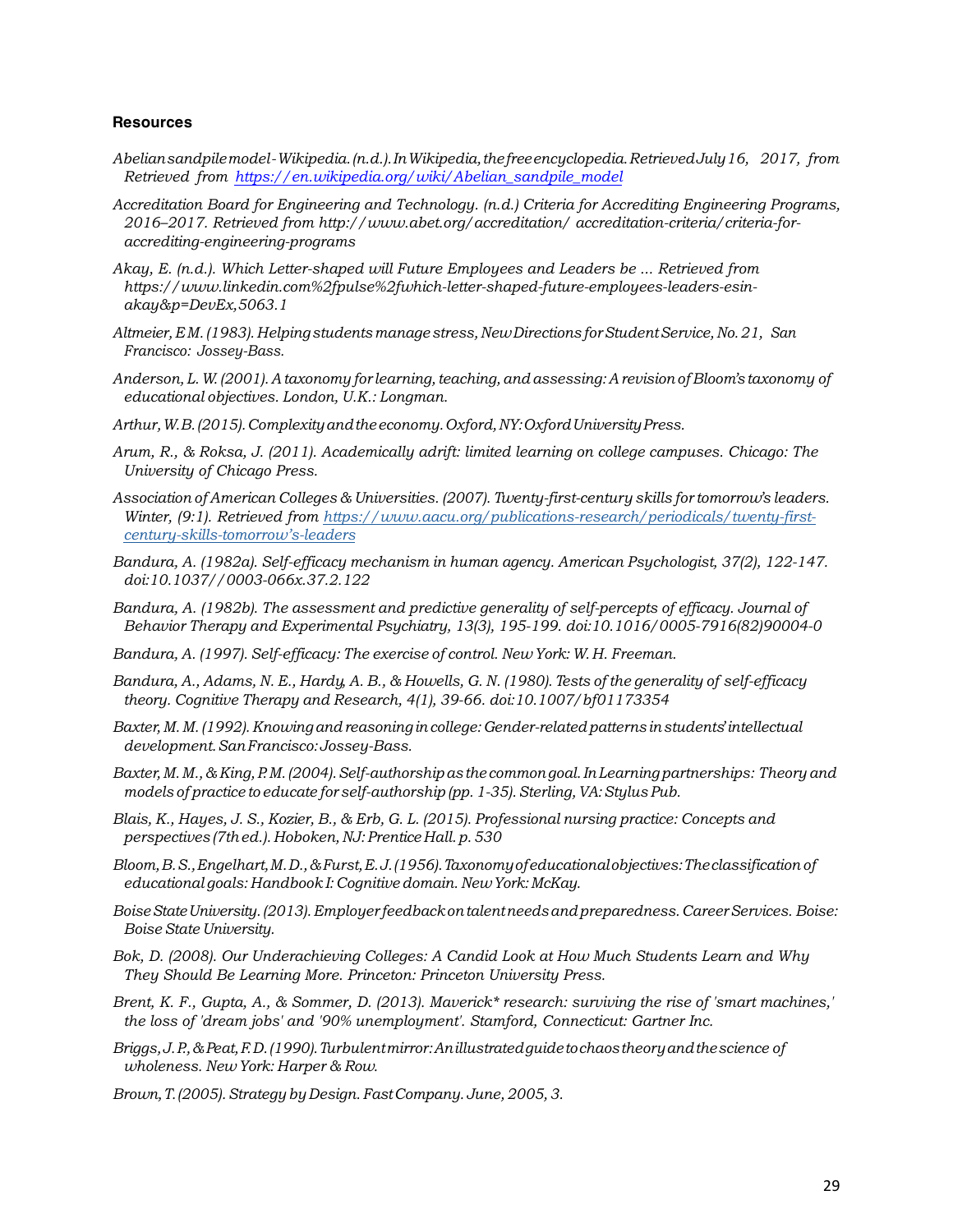### Resources

*Abelian sandpile model - Wikipedia. (n.d.). In Wikipedia, the free encyclopedia. Retrieved July 16, 2017, from Retrieved from [https://en.wikipedia.org/wiki/Abelian_sandpile_model](https://en.wikipedia.org/wiki/Abelian_sandpile_model)*

*Accreditation Board for Engineering and Technology. (n.d.) Criteria for Accrediting Engineering Programs, 2016–2017. Retrieved from http://www.abet.org/accreditation/ accreditation-criteria/criteria-for-accrediting-engineering-programs*

*Akay, E. (n.d.). Which Letter-shaped will Future Employees and Leaders be ... Retrieved from https://www.linkedin.com%2fpulse%2fwhich-letter-shaped-future-employees-leaders-esin-akay&p=DevEx,5063.1*

*Altmeier, E M. (1983). Helping students manage stress, New Directions for Student Service, No. 21, San Francisco: Jossey-Bass.*

*Anderson, L. W. (2001). A taxonomy for learning, teaching, and assessing: A revision of Bloom's taxonomy of educational objectives. London, U.K.: Longman.*

*Arthur, W. B. (2015). Complexity and the economy. Oxford, NY: Oxford University Press.*

*Arum, R., & Roksa, J. (2011). Academically adrift: limited learning on college campuses. Chicago: The University of Chicago Press.*

*Association of American Colleges & Universities. (2007). Twenty-first-century skills for tomorrow's leaders. Winter, (9:1). Retrieved from [https://www.aacu.org/publications-research/periodicals/twenty-first-century-skills-tomorrow's-leaders](https://www.aacu.org/publications-research/periodicals/twenty-first-century-skills-tomorrow's-leaders)*

*Bandura, A. (1982a). Self-efficacy mechanism in human agency. American Psychologist, 37(2), 122-147. doi:10.1037//0003-066x.37.2.122*

*Bandura, A. (1982b). The assessment and predictive generality of self-percepts of efficacy. Journal of Behavior Therapy and Experimental Psychiatry, 13(3), 195-199. doi:10.1016/0005-7916(82)90004-0*

*Bandura, A. (1997). Self-efficacy: The exercise of control. New York: W. H. Freeman.*

*Bandura, A., Adams, N. E., Hardy, A. B., & Howells, G. N. (1980). Tests of the generality of self-efficacy theory. Cognitive Therapy and Research, 4(1), 39-66. doi:10.1007/bf01173354*

*Baxter, M. M. (1992). Knowing and reasoning in college: Gender-related patterns in students' intellectual development. San Francisco: Jossey-Bass.*

*Baxter, M. M., & King, P. M. (2004). Self-authorship as the common goal. In Learning partnerships: Theory and models of practice to educate for self-authorship (pp. 1-35). Sterling, VA: Stylus Pub.*

*Blais, K., Hayes, J. S., Kozier, B., & Erb, G. L. (2015). Professional nursing practice: Concepts and perspectives (7th ed.). Hoboken, NJ: Prentice Hall. p. 530*

*Bloom, B. S., Engelhart, M. D., & Furst, E. J. (1956). Taxonomy of educational objectives: The classification of educational goals: Handbook I: Cognitive domain. New York: McKay.*

*Boise State University. (2013). Employer feedback on talent needs and preparedness. Career Services. Boise: Boise State University.*

*Bok, D. (2008). Our Underachieving Colleges: A Candid Look at How Much Students Learn and Why They Should Be Learning More. Princeton: Princeton University Press.*

*Brent, K. F., Gupta, A., & Sommer, D. (2013). Maverick* research: surviving the rise of 'smart machines,' the loss of 'dream jobs' and '90% unemployment'. Stamford, Connecticut: Gartner Inc.*

*Briggs, J. P., & Peat, F. D. (1990). Turbulent mirror: An illustrated guide to chaos theory and the science of wholeness. New York: Harper & Row.*

*Brown, T. (2005). Strategy by Design. Fast Company. June, 2005, 3.*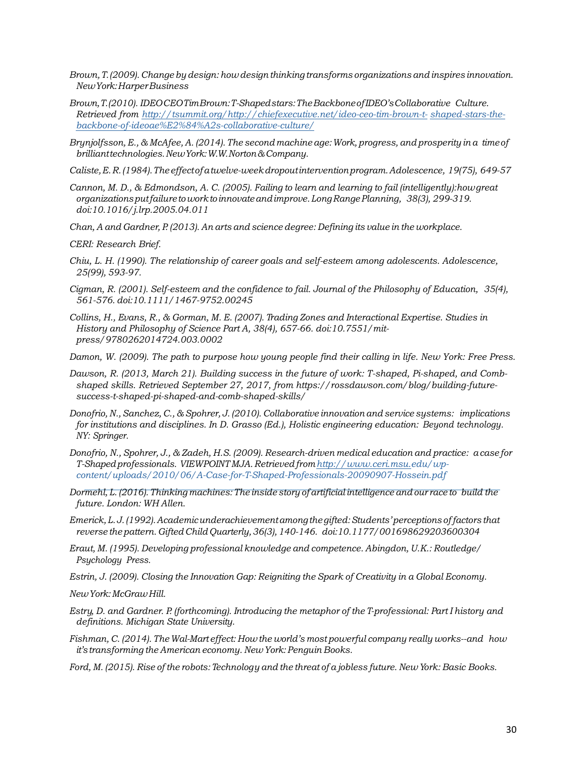*Brown, T. (2009). Change by design: how design thinking transforms organizations and inspires innovation. New York: Harper Business*

*Brown, T. (2010). IDEO CEO Tim Brown: T-Shaped stars: The Backbone of IDEO's Collaborative Culture. Retrieved from http://tsummit.org/ http://chiefexecutive.net/ideo-ceo-tim-brown-t- shaped-stars-the-backbone-of-ideoae%E2%84%A2s-collaborative-culture/*

*Brynjolfsson, E., & McAfee, A. (2014). The second machine age: Work, progress, and prosperity in a time of brilliant technologies. New York: W.W. Norton & Company.*

*Caliste, E. R. (1984). The effect of a twelve-week dropout intervention program. Adolescence, 19(75), 649-57*

*Cannon, M. D., & Edmondson, A. C. (2005). Failing to learn and learning to fail (intelligently): how great organizations put failure to work to innovate and improve. Long Range Planning, 38(3), 299-319. doi:10.1016/j.lrp.2005.04.011*

*Chan, A and Gardner, P. (2013). An arts and science degree: Defining its value in the workplace.*

*CERI: Research Brief.*

*Chiu, L. H. (1990). The relationship of career goals and self-esteem among adolescents. Adolescence, 25(99), 593-97.*

*Cigman, R. (2001). Self-esteem and the confidence to fail. Journal of the Philosophy of Education, 35(4), 561-576. doi:10.1111/1467-9752.00245*

*Collins, H., Evans, R., & Gorman, M. E. (2007). Trading Zones and Interactional Expertise. Studies in History and Philosophy of Science Part A, 38(4), 657-66. doi:10.7551/mit-press/9780262014724.003.0002*

*Damon, W. (2009). The path to purpose how young people find their calling in life. New York: Free Press.*

*Dawson, R. (2013, March 21). Building success in the future of work: T-shaped, Pi-shaped, and Comb-shaped skills. Retrieved September 27, 2017, from https://rossdawson.com/blog/building-future-success-t-shaped-pi-shaped-and-comb-shaped-skills/*

*Donofrio, N., Sanchez, C., & Spohrer, J. (2010). Collaborative innovation and service systems: implications for institutions and disciplines. In D. Grasso (Ed.), Holistic engineering education: Beyond technology. NY: Springer.*

*Donofrio, N., Spohrer, J., & Zadeh, H.S. (2009). Research-driven medical education and practice: a case for T-Shaped professionals. VIEWPOINT MJA. Retrieved from http://www.ceri.msu.edu/wp-content/uploads/2010/06/A-Case-for-T-Shaped-Professionals-20090907-Hossein.pdf*

*Dormehl, L. (2016). Thinking machines: The inside story of artificial intelligence and our race to build the future. London: WH Allen.*

*Emerick, L. J. (1992). Academic underachievement among the gifted: Students' perceptions of factors that reverse the pattern. Gifted Child Quarterly, 36(3), 140-146. doi:10.1177/001698629203600304*

*Eraut, M. (1995). Developing professional knowledge and competence. Abingdon, U.K.: Routledge/ Psychology Press.*

*Estrin, J. (2009). Closing the Innovation Gap: Reigniting the Spark of Creativity in a Global Economy.*

*New York: McGraw Hill.*

*Estry, D. and Gardner. P. (forthcoming). Introducing the metaphor of the T-professional: Part I history and definitions. Michigan State University.*

*Fishman, C. (2014). The Wal-Mart effect: How the world's most powerful company really works--and how it's transforming the American economy. New York: Penguin Books.*

*Ford, M. (2015). Rise of the robots: Technology and the threat of a jobless future. New York: Basic Books.*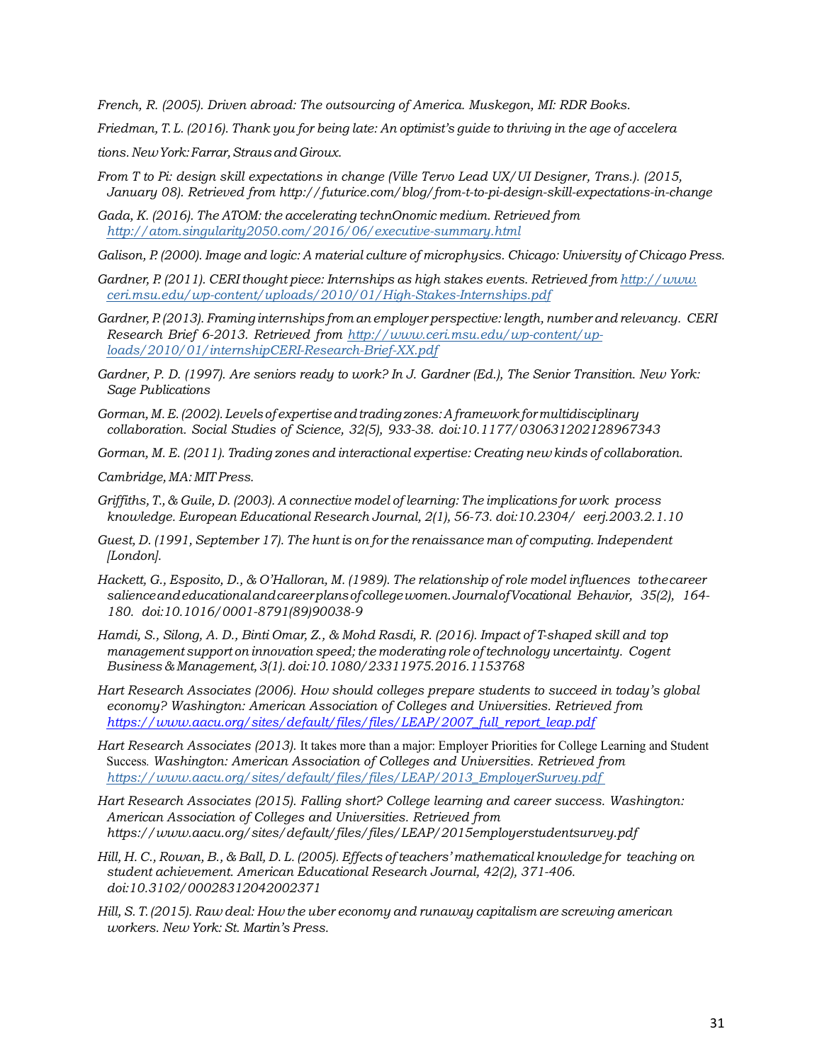French, R. (2005). Driven abroad: The outsourcing of America. Muskegon, MI: RDR Books.

Friedman, T. L. (2016). Thank you for being late: An optimist's guide to thriving in the age of accelera

tions. New York: Farrar, Straus and Giroux.

From T to Pi: design skill expectations in change (Ville Tervo Lead UX/UI Designer, Trans.). (2015, January 08). Retrieved from http://futurice.com/blog/from-t-to-pi-design-skill-expectations-in-change

Gada, K. (2016). The ATOM: the accelerating technOnomic medium. Retrieved from http://atom.singularity2050.com/2016/06/executive-summary.html

Galison, P. (2000). Image and logic: A material culture of microphysics. Chicago: University of Chicago Press.

Gardner, P. (2011). CERI thought piece: Internships as high stakes events. Retrieved from http://www.ceri.msu.edu/wp-content/uploads/2010/01/High-Stakes-Internships.pdf

Gardner, P. (2013). Framing internships from an employer perspective: length, number and relevancy. CERI Research Brief 6-2013. Retrieved from http://www.ceri.msu.edu/wp-content/uploads/2010/01/internshipCERI-Research-Brief-XX.pdf

Gardner, P. D. (1997). Are seniors ready to work? In J. Gardner (Ed.), The Senior Transition. New York: Sage Publications

Gorman, M. E. (2002). Levels of expertise and trading zones: A framework for multidisciplinary collaboration. Social Studies of Science, 32(5), 933-38. doi:10.1177/030631202128967343

Gorman, M. E. (2011). Trading zones and interactional expertise: Creating new kinds of collaboration.

Cambridge, MA: MIT Press.

Griffiths, T., & Guile, D. (2003). A connective model of learning: The implications for work process knowledge. European Educational Research Journal, 2(1), 56-73. doi:10.2304/ eerj.2003.2.1.10

Guest, D. (1991, September 17). The hunt is on for the renaissance man of computing. Independent [London].

Hackett, G., Esposito, D., & O'Halloran, M. (1989). The relationship of role model influences to the career salience and educational and career plans of college women. Journal of Vocational Behavior, 35(2), 164-180. doi:10.1016/0001-8791(89)90038-9

Hamdi, S., Silong, A. D., Binti Omar, Z., & Mohd Rasdi, R. (2016). Impact of T-shaped skill and top management support on innovation speed; the moderating role of technology uncertainty. Cogent Business & Management, 3(1). doi:10.1080/23311975.2016.1153768

Hart Research Associates (2006). How should colleges prepare students to succeed in today's global economy? Washington: American Association of Colleges and Universities. Retrieved from https://www.aacu.org/sites/default/files/files/LEAP/2007_full_report_leap.pdf

Hart Research Associates (2013). It takes more than a major: Employer Priorities for College Learning and Student Success. Washington: American Association of Colleges and Universities. Retrieved from https://www.aacu.org/sites/default/files/files/LEAP/2013_EmployerSurvey.pdf

Hart Research Associates (2015). Falling short? College learning and career success. Washington: American Association of Colleges and Universities. Retrieved from https://www.aacu.org/sites/default/files/files/LEAP/2015employerstudentsurvey.pdf

Hill, H. C., Rowan, B., & Ball, D. L. (2005). Effects of teachers' mathematical knowledge for teaching on student achievement. American Educational Research Journal, 42(2), 371-406. doi:10.3102/00028312042002371

Hill, S. T. (2015). Raw deal: How the uber economy and runaway capitalism are screwing american workers. New York: St. Martin's Press.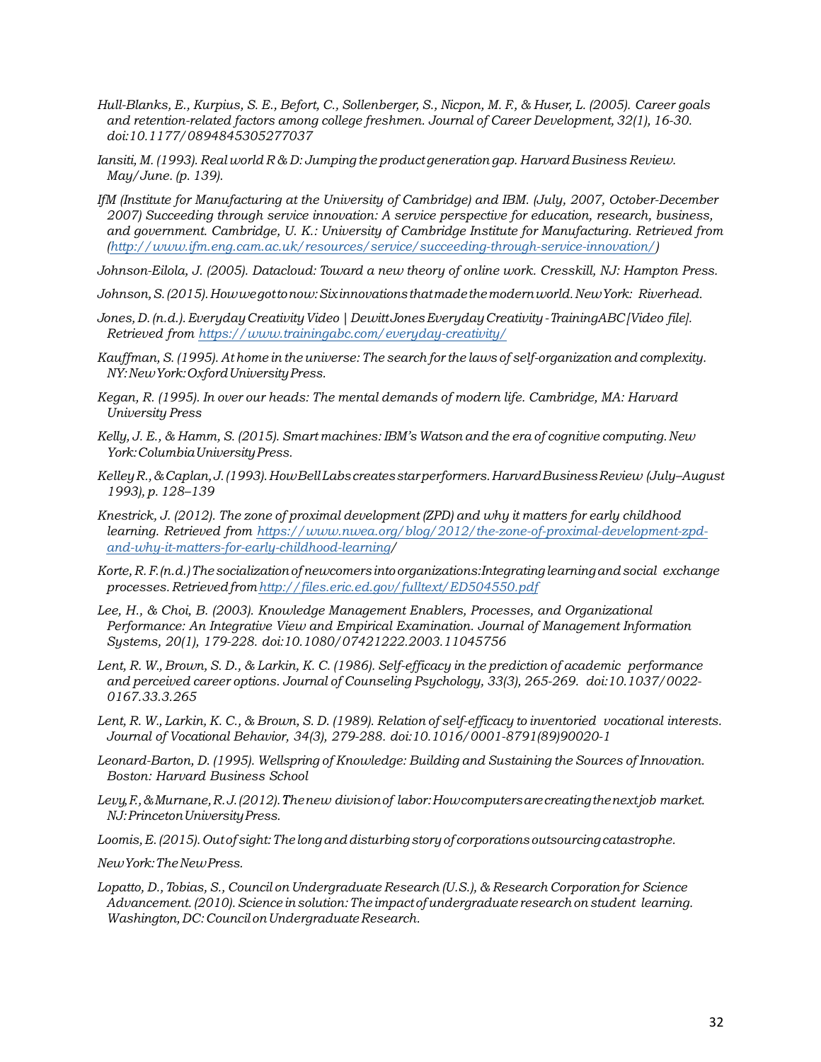*Hull-Blanks, E., Kurpius, S. E., Befort, C., Sollenberger, S., Nicpon, M. F., & Huser, L. (2005). Career goals and retention-related factors among college freshmen. Journal of Career Development, 32(1), 16-30. doi:10.1177/0894845305277037*

*Iansiti, M. (1993). Real world R & D: Jumping the product generation gap. Harvard Business Review. May/June. (p. 139).*

*IfM (Institute for Manufacturing at the University of Cambridge) and IBM. (July, 2007, October-December 2007) Succeeding through service innovation: A service perspective for education, research, business, and government. Cambridge, U. K.: University of Cambridge Institute for Manufacturing. Retrieved from (http://www.ifm.eng.cam.ac.uk/resources/service/succeeding-through-service-innovation/)*

*Johnson-Eilola, J. (2005). Datacloud: Toward a new theory of online work. Cresskill, NJ: Hampton Press.*

*Johnson, S. (2015). How we got to now: Six innovations that made the modern world. New York: Riverhead.*

*Jones, D. (n.d.). Everyday Creativity Video | Dewitt Jones Everyday Creativity - TrainingABC [Video file]. Retrieved from https://www.trainingabc.com/everyday-creativity/*

*Kauffman, S. (1995). At home in the universe: The search for the laws of self-organization and complexity. NY: New York: Oxford University Press.*

*Kegan, R. (1995). In over our heads: The mental demands of modern life. Cambridge, MA: Harvard University Press*

*Kelly, J. E., & Hamm, S. (2015). Smart machines: IBM's Watson and the era of cognitive computing. New York: Columbia University Press.*

*Kelley R., & Caplan, J. (1993). How Bell Labs creates star performers. Harvard Business Review (July–August 1993), p. 128–139*

*Knestrick, J. (2012). The zone of proximal development (ZPD) and why it matters for early childhood learning. Retrieved from https://www.nwea.org/blog/2012/the-zone-of-proximal-development-zpd-and-why-it-matters-for-early-childhood-learning/*

*Korte, R. F. (n.d.) The socialization of newcomers into organizations: Integrating learning and social exchange processes. Retrieved from http://files.eric.ed.gov/fulltext/ED504550.pdf*

*Lee, H., & Choi, B. (2003). Knowledge Management Enablers, Processes, and Organizational Performance: An Integrative View and Empirical Examination. Journal of Management Information Systems, 20(1), 179-228. doi:10.1080/07421222.2003.11045756*

*Lent, R. W., Brown, S. D., & Larkin, K. C. (1986). Self-efficacy in the prediction of academic performance and perceived career options. Journal of Counseling Psychology, 33(3), 265-269. doi:10.1037/0022-0167.33.3.265*

*Lent, R. W., Larkin, K. C., & Brown, S. D. (1989). Relation of self-efficacy to inventoried vocational interests. Journal of Vocational Behavior, 34(3), 279-288. doi:10.1016/0001-8791(89)90020-1*

*Leonard-Barton, D. (1995). Wellspring of Knowledge: Building and Sustaining the Sources of Innovation. Boston: Harvard Business School*

*Levy, F., & Murnane, R. J. (2012). The new division of labor: How computers are creating the next job market. NJ: Princeton University Press.*

*Loomis, E. (2015). Out of sight: The long and disturbing story of corporations outsourcing catastrophe.*

*New York: The New Press.*

*Lopatto, D., Tobias, S., Council on Undergraduate Research (U.S.), & Research Corporation for Science Advancement. (2010). Science in solution: The impact of undergraduate research on student learning. Washington, DC: Council on Undergraduate Research.*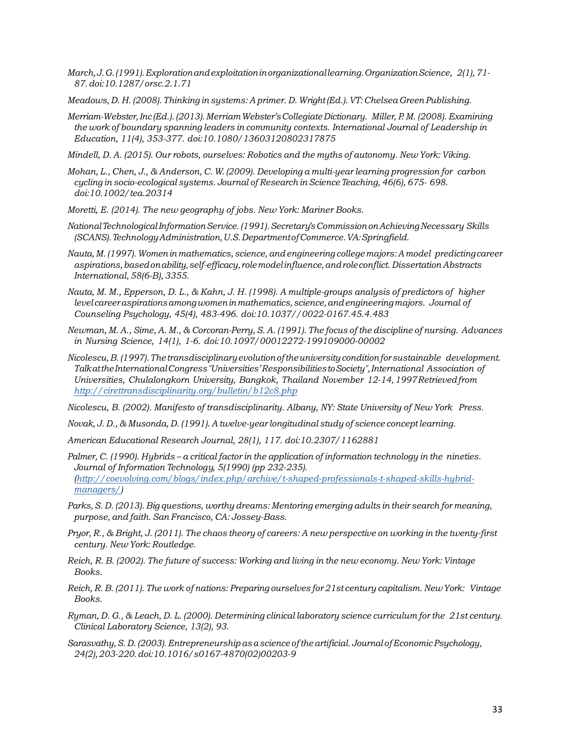*March, J. G. (1991). Exploration and exploitation in organizational learning. Organization Science, 2(1), 71-87. doi:10.1287/orsc.2.1.71*

*Meadows, D. H. (2008). Thinking in systems: A primer. D. Wright (Ed.). VT: Chelsea Green Publishing.*

*Merriam-Webster, Inc (Ed.). (2013). Merriam Webster's Collegiate Dictionary. Miller, P. M. (2008). Examining the work of boundary spanning leaders in community contexts. International Journal of Leadership in Education, 11(4), 353-377. doi:10.1080/13603120802317875*

*Mindell, D. A. (2015). Our robots, ourselves: Robotics and the myths of autonomy. New York: Viking.*

*Mohan, L., Chen, J., & Anderson, C. W. (2009). Developing a multi-year learning progression for carbon cycling in socio-ecological systems. Journal of Research in Science Teaching, 46(6), 675- 698. doi:10.1002/tea.20314*

*Moretti, E. (2014). The new geography of jobs. New York: Mariner Books.*

*National Technological Information Service. (1991). Secretary's Commission on Achieving Necessary Skills (SCANS). Technology Administration, U.S. Department of Commerce. VA: Springfield.*

*Nauta, M. (1997). Women in mathematics, science, and engineering college majors: A model predicting career aspirations, based on ability, self-efficacy, role model influence, and role conflict. Dissertation Abstracts International, 58(6-B), 3355.*

*Nauta, M. M., Epperson, D. L., & Kahn, J. H. (1998). A multiple-groups analysis of predictors of higher level career aspirations among women in mathematics, science, and engineering majors. Journal of Counseling Psychology, 45(4), 483-496. doi:10.1037//0022-0167.45.4.483*

*Newman, M. A., Sime, A. M., & Corcoran-Perry, S. A. (1991). The focus of the discipline of nursing. Advances in Nursing Science, 14(1), 1-6. doi:10.1097/00012272-199109000-00002*

*Nicolescu, B. (1997). The transdisciplinary evolution of the university condition for sustainable development. Talk at the International Congress "Universities' Responsibilities to Society", International Association of Universities, Chulalongkorn University, Bangkok, Thailand November 12-14, 1997 Retrieved from [http://cirettransdisciplinarity.org/bulletin/b12c8.php](http://cirettransdisciplinarity.org/bulletin/b12c8.php)*

*Nicolescu, B. (2002). Manifesto of transdisciplinarity. Albany, NY: State University of New York Press.*

*Novak, J. D., & Musonda, D. (1991). A twelve-year longitudinal study of science concept learning.*

*American Educational Research Journal, 28(1), 117. doi:10.2307/1162881*

*Palmer, C. (1990). Hybrids – a critical factor in the application of information technology in the nineties. Journal of Information Technology, 5(1990) (pp 232-235). ([http://coevolving.com/blogs/index.php/archive/t-shaped-professionals-t-shaped-skills-hybrid-managers/](http://coevolving.com/blogs/index.php/archive/t-shaped-professionals-t-shaped-skills-hybrid-managers/))*

*Parks, S. D. (2013). Big questions, worthy dreams: Mentoring emerging adults in their search for meaning, purpose, and faith. San Francisco, CA: Jossey-Bass.*

*Pryor, R., & Bright, J. (2011). The chaos theory of careers: A new perspective on working in the twenty-first century. New York: Routledge.*

*Reich, R. B. (2002). The future of success: Working and living in the new economy. New York: Vintage Books.*

*Reich, R. B. (2011). The work of nations: Preparing ourselves for 21st century capitalism. New York: Vintage Books.*

*Ryman, D. G., & Leach, D. L. (2000). Determining clinical laboratory science curriculum for the 21st century. Clinical Laboratory Science, 13(2), 93.*

*Sarasvathy, S. D. (2003). Entrepreneurship as a science of the artificial. Journal of Economic Psychology, 24(2), 203-220. doi:10.1016/s0167-4870(02)00203-9*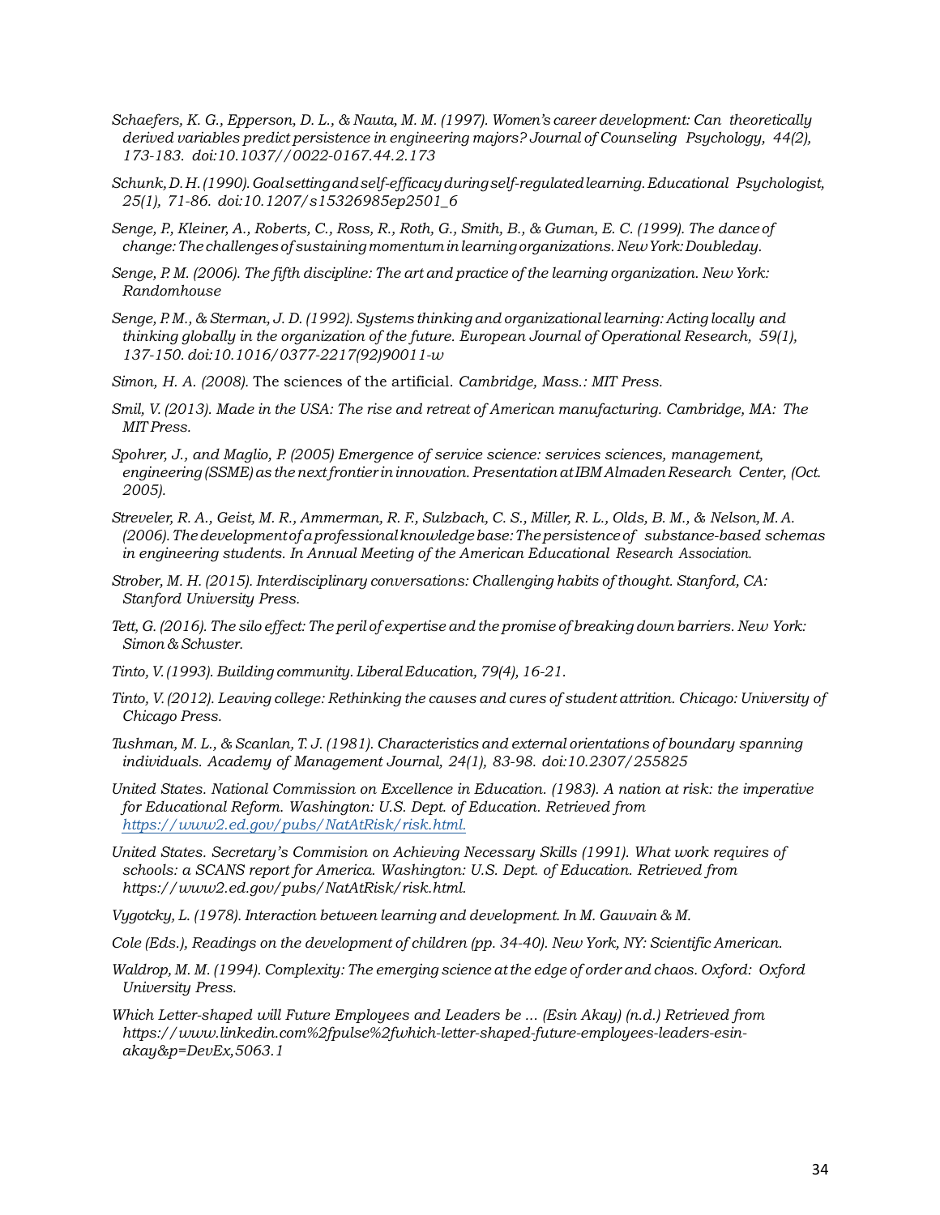*Schaefers, K. G., Epperson, D. L., & Nauta, M. M. (1997). Women's career development: Can theoretically derived variables predict persistence in engineering majors? Journal of Counseling Psychology, 44(2), 173-183. doi:10.1037//0022-0167.44.2.173*

*Schunk, D. H. (1990). Goal setting and self-efficacy during self-regulated learning. Educational Psychologist, 25(1), 71-86. doi:10.1207/s15326985ep2501_6*

*Senge, P., Kleiner, A., Roberts, C., Ross, R., Roth, G., Smith, B., & Guman, E. C. (1999). The dance of change: The challenges of sustaining momentum in learning organizations. New York: Doubleday.*

*Senge, P. M. (2006). The fifth discipline: The art and practice of the learning organization. New York: Randomhouse*

*Senge, P. M., & Sterman, J. D. (1992). Systems thinking and organizational learning: Acting locally and thinking globally in the organization of the future. European Journal of Operational Research, 59(1), 137-150. doi:10.1016/0377-2217(92)90011-w*

*Simon, H. A. (2008).* The sciences of the artificial*. Cambridge, Mass.: MIT Press.*

*Smil, V. (2013). Made in the USA: The rise and retreat of American manufacturing. Cambridge, MA: The MIT Press.*

*Spohrer, J., and Maglio, P. (2005) Emergence of service science: services sciences, management, engineering (SSME) as the next frontier in innovation. Presentation at IBM Almaden Research Center, (Oct. 2005).*

*Streveler, R. A., Geist, M. R., Ammerman, R. F., Sulzbach, C. S., Miller, R. L., Olds, B. M., & Nelson, M. A. (2006). The development of a professional knowledge base: The persistence of substance-based schemas in engineering students. In Annual Meeting of the American Educational Research Association.*

*Strober, M. H. (2015). Interdisciplinary conversations: Challenging habits of thought. Stanford, CA: Stanford University Press.*

*Tett, G. (2016). The silo effect: The peril of expertise and the promise of breaking down barriers. New York: Simon & Schuster.*

*Tinto, V. (1993). Building community. Liberal Education, 79(4), 16-21.*

*Tinto, V. (2012). Leaving college: Rethinking the causes and cures of student attrition. Chicago: University of Chicago Press.*

*Tushman, M. L., & Scanlan, T. J. (1981). Characteristics and external orientations of boundary spanning individuals. Academy of Management Journal, 24(1), 83-98. doi:10.2307/255825*

*United States. National Commission on Excellence in Education. (1983). A nation at risk: the imperative for Educational Reform. Washington: U.S. Dept. of Education. Retrieved from [https://www2.ed.gov/pubs/NatAtRisk/risk.html.](https://www2.ed.gov/pubs/NatAtRisk/risk.html)*

*United States. Secretary's Commision on Achieving Necessary Skills (1991). What work requires of schools: a SCANS report for America. Washington: U.S. Dept. of Education. Retrieved from https://www2.ed.gov/pubs/NatAtRisk/risk.html.*

*Vygotcky, L. (1978). Interaction between learning and development. In M. Gauvain & M.*

*Cole (Eds.), Readings on the development of children (pp. 34-40). New York, NY: Scientific American.*

*Waldrop, M. M. (1994). Complexity: The emerging science at the edge of order and chaos. Oxford: Oxford University Press.*

*Which Letter-shaped will Future Employees and Leaders be ... (Esin Akay) (n.d.) Retrieved from https://www.linkedin.com%2fpulse%2fwhich-letter-shaped-future-employees-leaders-esin-akay&p=DevEx,5063.1*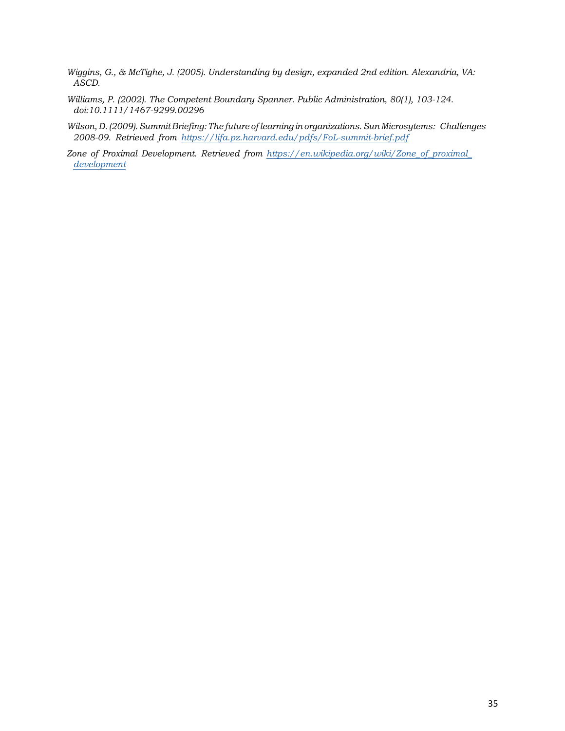*Wiggins, G., & McTighe, J. (2005). Understanding by design, expanded 2nd edition. Alexandria, VA: ASCD.*

*Williams, P. (2002). The Competent Boundary Spanner. Public Administration, 80(1), 103-124. doi:10.1111/1467-9299.00296*

*Wilson, D. (2009). Summit Briefing: The future of learning in organizations. Sun Microsytems: Challenges 2008-09. Retrieved from [https://lifa.pz.harvard.edu/pdfs/FoL-summit-brief.pdf](https://lifa.pz.harvard.edu/pdfs/FoL-summit-brief.pdf)*

*Zone of Proximal Development. Retrieved from [https://en.wikipedia.org/wiki/Zone_of_proximal_development](https://en.wikipedia.org/wiki/Zone_of_proximal_development)*